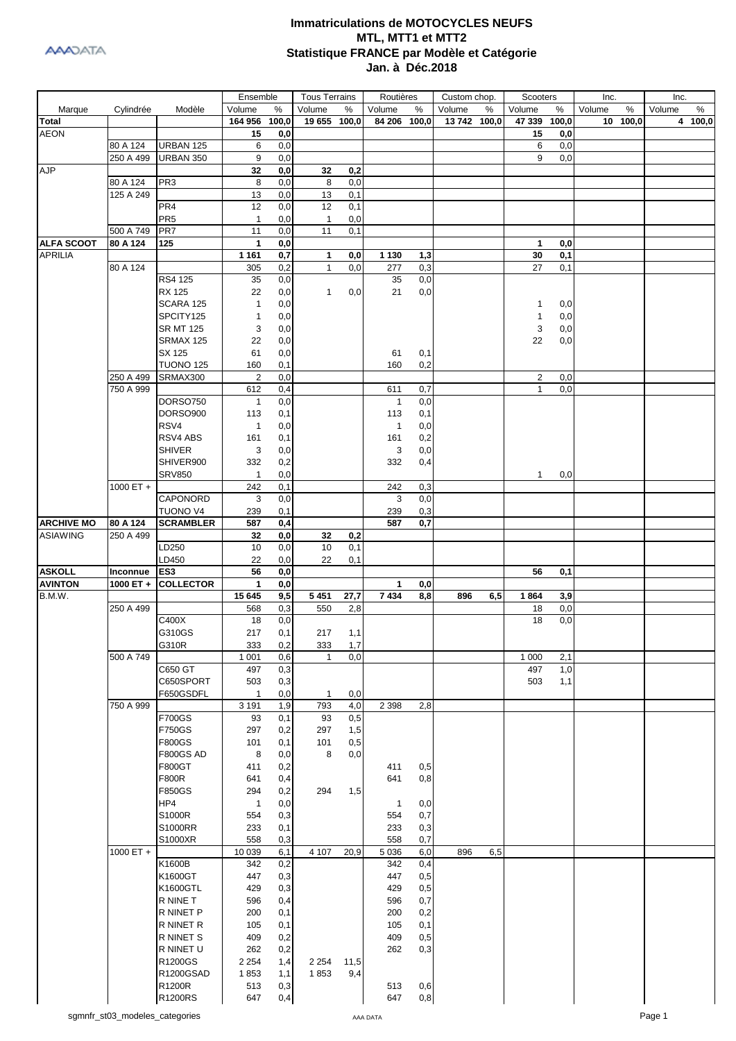# Immatriculations de MOTOCYCLES NEUFS
## MTL, MTT1 et MTT2
## Statistique FRANCE par Modèle et Catégorie
## Jan. à Déc.2018

| Marque | Cylindrée | Modèle | Ensemble | | Tous Terrains | | Routières | | Custom chop. | | Scooters | | Inc. | | Inc. | |
|---|---|---|---|---|---|---|---|---|---|---|---|---|---|---|---|---|
| | | | Volume | % | Volume | % | Volume | % | Volume | % | Volume | % | Volume | % | Volume | % |
| **Total** | | | **164 956** | **100,0** | **19 655** | **100,0** | **84 206** | **100,0** | **13 742** | **100,0** | **47 339** | **100,0** | **10** | **100,0** | **4** | **100,0** |
| AEON | | | **15** | **0,0** | | | | | | | **15** | **0,0** | | | | |
| | 80 A 124 | URBAN 125 | 6 | 0,0 | | | | | | | 6 | 0,0 | | | | |
| | 250 A 499 | URBAN 350 | 9 | 0,0 | | | | | | | 9 | 0,0 | | | | |
| AJP | | | **32** | **0,0** | **32** | **0,2** | | | | | | | | | | |
| | 80 A 124 | PR3 | 8 | 0,0 | 8 | 0,0 | | | | | | | | | | |
| | 125 A 249 | | 13 | 0,0 | 13 | 0,1 | | | | | | | | | | |
| | | PR4 | 12 | 0,0 | 12 | 0,1 | | | | | | | | | | |
| | | PR5 | 1 | 0,0 | 1 | 0,0 | | | | | | | | | | |
| | 500 A 749 | PR7 | 11 | 0,0 | 11 | 0,1 | | | | | | | | | | |
| **ALFA SCOOT** | **80 A 124** | **125** | **1** | **0,0** | | | | | | | **1** | **0,0** | | | | |
| APRILIA | | | **1 161** | **0,7** | **1** | **0,0** | **1 130** | **1,3** | | | **30** | **0,1** | | | | |
| | 80 A 124 | | 305 | 0,2 | 1 | 0,0 | 277 | 0,3 | | | 27 | 0,1 | | | | |
| | | RS4 125 | 35 | 0,0 | | | 35 | 0,0 | | | | | | | | |
| | | RX 125 | 22 | 0,0 | 1 | 0,0 | 21 | 0,0 | | | | | | | | |
| | | SCARA 125 | 1 | 0,0 | | | | | | | 1 | 0,0 | | | | |
| | | SPCITY125 | 1 | 0,0 | | | | | | | 1 | 0,0 | | | | |
| | | SR MT 125 | 3 | 0,0 | | | | | | | 3 | 0,0 | | | | |
| | | SRMAX 125 | 22 | 0,0 | | | | | | | 22 | 0,0 | | | | |
| | | SX 125 | 61 | 0,0 | | | 61 | 0,1 | | | | | | | | |
| | | TUONO 125 | 160 | 0,1 | | | 160 | 0,2 | | | | | | | | |
| | 250 A 499 | SRMAX300 | 2 | 0,0 | | | | | | | 2 | 0,0 | | | | |
| | 750 A 999 | | 612 | 0,4 | | | 611 | 0,7 | | | 1 | 0,0 | | | | |
| | | DORSO750 | 1 | 0,0 | | | 1 | 0,0 | | | | | | | | |
| | | DORSO900 | 113 | 0,1 | | | 113 | 0,1 | | | | | | | | |
| | | RSV4 | 1 | 0,0 | | | 1 | 0,0 | | | | | | | | |
| | | RSV4 ABS | 161 | 0,1 | | | 161 | 0,2 | | | | | | | | |
| | | SHIVER | 3 | 0,0 | | | 3 | 0,0 | | | | | | | | |
| | | SHIVER900 | 332 | 0,2 | | | 332 | 0,4 | | | | | | | | |
| | | SRV850 | 1 | 0,0 | | | | | | | 1 | 0,0 | | | | |
| | 1000 ET + | | 242 | 0,1 | | | 242 | 0,3 | | | | | | | | |
| | | CAPONORD | 3 | 0,0 | | | 3 | 0,0 | | | | | | | | |
| | | TUONO V4 | 239 | 0,1 | | | 239 | 0,3 | | | | | | | | |
| **ARCHIVE MO** | **80 A 124** | **SCRAMBLER** | **587** | **0,4** | | | **587** | **0,7** | | | | | | | | |
| ASIAWING | 250 A 499 | | **32** | **0,0** | **32** | **0,2** | | | | | | | | | | |
| | | LD250 | 10 | 0,0 | 10 | 0,1 | | | | | | | | | | |
| | | LD450 | 22 | 0,0 | 22 | 0,1 | | | | | | | | | | |
| **ASKOLL** | **Inconnue** | **ES3** | **56** | **0,0** | | | | | | | **56** | **0,1** | | | | |
| **AVINTON** | **1000 ET +** | **COLLECTOR** | **1** | **0,0** | | | **1** | **0,0** | | | | | | | | |
| B.M.W. | | | **15 645** | **9,5** | **5 451** | **27,7** | **7 434** | **8,8** | **896** | **6,5** | **1 864** | **3,9** | | | | |
| | 250 A 499 | | 568 | 0,3 | 550 | 2,8 | | | | | 18 | 0,0 | | | | |
| | | C400X | 18 | 0,0 | | | | | | | 18 | 0,0 | | | | |
| | | G310GS | 217 | 0,1 | 217 | 1,1 | | | | | | | | | | |
| | | G310R | 333 | 0,2 | 333 | 1,7 | | | | | | | | | | |
| | 500 A 749 | | 1 001 | 0,6 | 1 | 0,0 | | | | | 1 000 | 2,1 | | | | |
| | | C650 GT | 497 | 0,3 | | | | | | | 497 | 1,0 | | | | |
| | | C650SPORT | 503 | 0,3 | | | | | | | 503 | 1,1 | | | | |
| | | F650GSDFL | 1 | 0,0 | 1 | 0,0 | | | | | | | | | | |
| | 750 A 999 | | 3 191 | 1,9 | 793 | 4,0 | 2 398 | 2,8 | | | | | | | | |
| | | F700GS | 93 | 0,1 | 93 | 0,5 | | | | | | | | | | |
| | | F750GS | 297 | 0,2 | 297 | 1,5 | | | | | | | | | | |
| | | F800GS | 101 | 0,1 | 101 | 0,5 | | | | | | | | | | |
| | | F800GS AD | 8 | 0,0 | 8 | 0,0 | | | | | | | | | | |
| | | F800GT | 411 | 0,2 | | | 411 | 0,5 | | | | | | | | |
| | | F800R | 641 | 0,4 | | | 641 | 0,8 | | | | | | | | |
| | | F850GS | 294 | 0,2 | 294 | 1,5 | | | | | | | | | | |
| | | HP4 | 1 | 0,0 | | | 1 | 0,0 | | | | | | | | |
| | | S1000R | 554 | 0,3 | | | 554 | 0,7 | | | | | | | | |
| | | S1000RR | 233 | 0,1 | | | 233 | 0,3 | | | | | | | | |
| | | S1000XR | 558 | 0,3 | | | 558 | 0,7 | | | | | | | | |
| | 1000 ET + | | 10 039 | 6,1 | 4 107 | 20,9 | 5 036 | 6,0 | 896 | 6,5 | | | | | | |
| | | K1600B | 342 | 0,2 | | | 342 | 0,4 | | | | | | | | |
| | | K1600GT | 447 | 0,3 | | | 447 | 0,5 | | | | | | | | |
| | | K1600GTL | 429 | 0,3 | | | 429 | 0,5 | | | | | | | | |
| | | R NINE T | 596 | 0,4 | | | 596 | 0,7 | | | | | | | | |
| | | R NINET P | 200 | 0,1 | | | 200 | 0,2 | | | | | | | | |
| | | R NINET R | 105 | 0,1 | | | 105 | 0,1 | | | | | | | | |
| | | R NINET S | 409 | 0,2 | | | 409 | 0,5 | | | | | | | | |
| | | R NINET U | 262 | 0,2 | | | 262 | 0,3 | | | | | | | | |
| | | R1200GS | 2 254 | 1,4 | 2 254 | 11,5 | | | | | | | | | | |
| | | R1200GSAD | 1 853 | 1,1 | 1 853 | 9,4 | | | | | | | | | | |
| | | R1200R | 513 | 0,3 | | | 513 | 0,6 | | | | | | | | |
| | | R1200RS | 647 | 0,4 | | | 647 | 0,8 | | | | | | | | |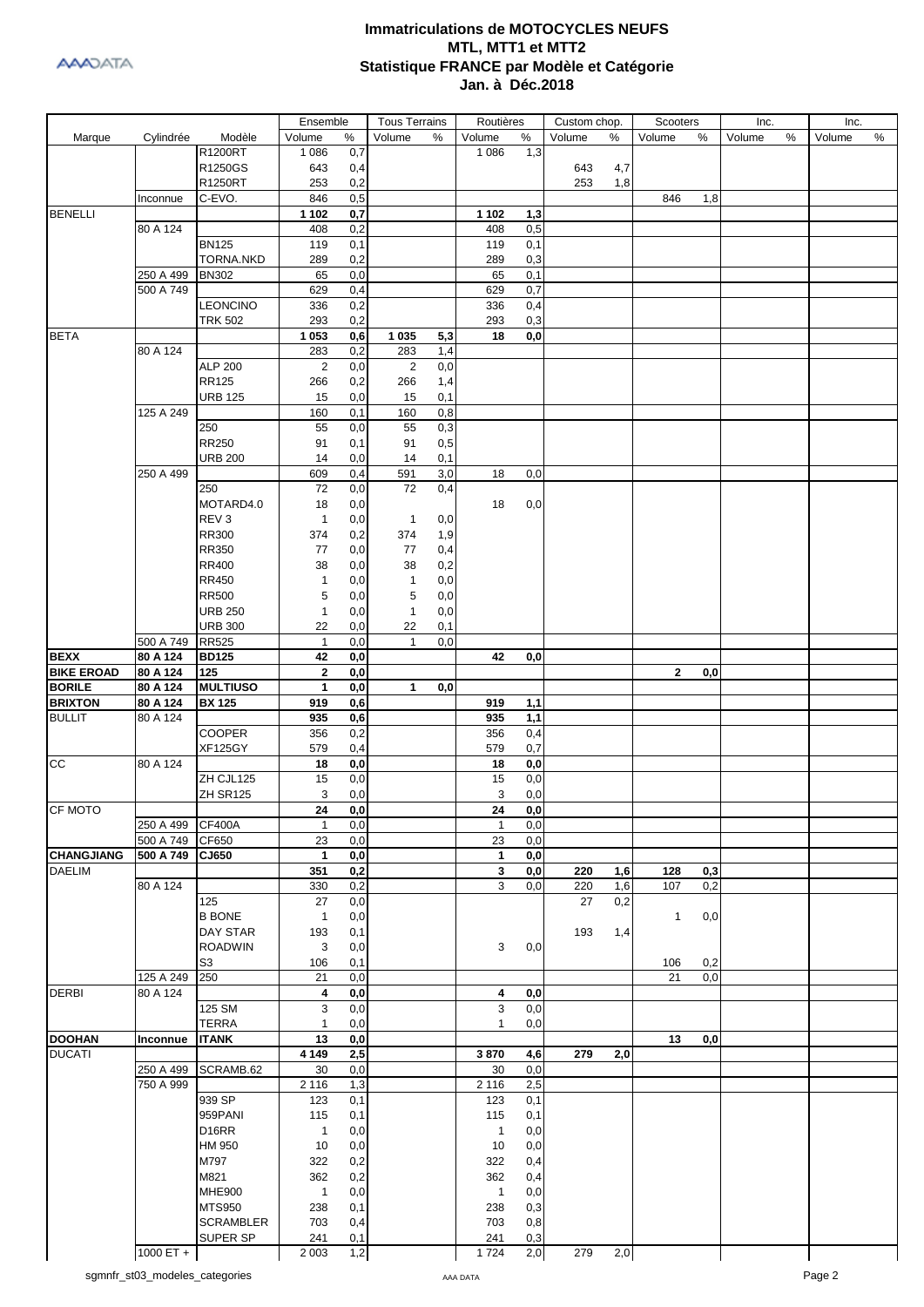# Immatriculations de MOTOCYCLES NEUFS
## MTL, MTT1 et MTT2
## Statistique FRANCE par Modèle et Catégorie
## Jan. à Déc.2018

| Marque | Cylindrée | Modèle | Ensemble | | Tous Terrains | | Routières | | Custom chop. | | Scooters | | Inc. | | Inc. | |
|---|---|---|---|---|---|---|---|---|---|---|---|---|---|---|---|---|
| | | | Volume | % | Volume | % | Volume | % | Volume | % | Volume | % | Volume | % | Volume | % |
| | | R1200RT | 1 086 | 0,7 | | | 1 086 | 1,3 | | | | | | | | |
| | | R1250GS | 643 | 0,4 | | | | | 643 | 4,7 | | | | | | |
| | | R1250RT | 253 | 0,2 | | | | | 253 | 1,8 | | | | | | |
| | Inconnue | C-EVO. | 846 | 0,5 | | | | | | | 846 | 1,8 | | | | |
| BENELLI | | | **1 102** | **0,7** | | | **1 102** | **1,3** | | | | | | | | |
| | 80 A 124 | | 408 | 0,2 | | | 408 | 0,5 | | | | | | | | |
| | | BN125 | 119 | 0,1 | | | 119 | 0,1 | | | | | | | | |
| | | TORNA.NKD | 289 | 0,2 | | | 289 | 0,3 | | | | | | | | |
| | 250 A 499 | BN302 | 65 | 0,0 | | | 65 | 0,1 | | | | | | | | |
| | 500 A 749 | | 629 | 0,4 | | | 629 | 0,7 | | | | | | | | |
| | | LEONCINO | 336 | 0,2 | | | 336 | 0,4 | | | | | | | | |
| | | TRK 502 | 293 | 0,2 | | | 293 | 0,3 | | | | | | | | |
| BETA | | | **1 053** | **0,6** | **1 035** | **5,3** | **18** | **0,0** | | | | | | | | |
| | 80 A 124 | | 283 | 0,2 | 283 | 1,4 | | | | | | | | | | |
| | | ALP 200 | 2 | 0,0 | 2 | 0,0 | | | | | | | | | | |
| | | RR125 | 266 | 0,2 | 266 | 1,4 | | | | | | | | | | |
| | | URB 125 | 15 | 0,0 | 15 | 0,1 | | | | | | | | | | |
| | 125 A 249 | | 160 | 0,1 | 160 | 0,8 | | | | | | | | | | |
| | | 250 | 55 | 0,0 | 55 | 0,3 | | | | | | | | | | |
| | | RR250 | 91 | 0,1 | 91 | 0,5 | | | | | | | | | | |
| | | URB 200 | 14 | 0,0 | 14 | 0,1 | | | | | | | | | | |
| | 250 A 499 | | 609 | 0,4 | 591 | 3,0 | 18 | 0,0 | | | | | | | | |
| | | 250 | 72 | 0,0 | 72 | 0,4 | | | | | | | | | | |
| | | MOTARD4.0 | 18 | 0,0 | | | 18 | 0,0 | | | | | | | | |
| | | REV 3 | 1 | 0,0 | 1 | 0,0 | | | | | | | | | | |
| | | RR300 | 374 | 0,2 | 374 | 1,9 | | | | | | | | | | |
| | | RR350 | 77 | 0,0 | 77 | 0,4 | | | | | | | | | | |
| | | RR400 | 38 | 0,0 | 38 | 0,2 | | | | | | | | | | |
| | | RR450 | 1 | 0,0 | 1 | 0,0 | | | | | | | | | | |
| | | RR500 | 5 | 0,0 | 5 | 0,0 | | | | | | | | | | |
| | | URB 250 | 1 | 0,0 | 1 | 0,0 | | | | | | | | | | |
| | | URB 300 | 22 | 0,0 | 22 | 0,1 | | | | | | | | | | |
| | 500 A 749 | RR525 | 1 | 0,0 | 1 | 0,0 | | | | | | | | | | |
| **BEXX** | **80 A 124** | **BD125** | **42** | **0,0** | | | **42** | **0,0** | | | | | | | | |
| **BIKE EROAD** | **80 A 124** | **125** | **2** | **0,0** | | | | | | | **2** | **0,0** | | | | |
| **BORILE** | **80 A 124** | **MULTIUSO** | **1** | **0,0** | **1** | **0,0** | | | | | | | | | | |
| **BRIXTON** | **80 A 124** | **BX 125** | **919** | **0,6** | | | **919** | **1,1** | | | | | | | | |
| BULLIT | 80 A 124 | | **935** | **0,6** | | | **935** | **1,1** | | | | | | | | |
| | | COOPER | 356 | 0,2 | | | 356 | 0,4 | | | | | | | | |
| | | XF125GY | 579 | 0,4 | | | 579 | 0,7 | | | | | | | | |
| CC | 80 A 124 | | **18** | **0,0** | | | **18** | **0,0** | | | | | | | | |
| | | ZH CJL125 | 15 | 0,0 | | | 15 | 0,0 | | | | | | | | |
| | | ZH SR125 | 3 | 0,0 | | | 3 | 0,0 | | | | | | | | |
| CF MOTO | | | **24** | **0,0** | | | **24** | **0,0** | | | | | | | | |
| | 250 A 499 | CF400A | 1 | 0,0 | | | 1 | 0,0 | | | | | | | | |
| | 500 A 749 | CF650 | 23 | 0,0 | | | 23 | 0,0 | | | | | | | | |
| **CHANGJIANG** | **500 A 749** | **CJ650** | **1** | **0,0** | | | **1** | **0,0** | | | | | | | | |
| DAELIM | | | **351** | **0,2** | | | **3** | **0,0** | **220** | **1,6** | **128** | **0,3** | | | | |
| | 80 A 124 | | 330 | 0,2 | | | 3 | 0,0 | 220 | 1,6 | 107 | 0,2 | | | | |
| | | 125 | 27 | 0,0 | | | | | 27 | 0,2 | | | | | | |
| | | B BONE | 1 | 0,0 | | | | | | | 1 | 0,0 | | | | |
| | | DAY STAR | 193 | 0,1 | | | | | 193 | 1,4 | | | | | | |
| | | ROADWIN | 3 | 0,0 | | | 3 | 0,0 | | | | | | | | |
| | | S3 | 106 | 0,1 | | | | | | | 106 | 0,2 | | | | |
| | 125 A 249 | 250 | 21 | 0,0 | | | | | | | 21 | 0,0 | | | | |
| DERBI | 80 A 124 | | **4** | **0,0** | | | **4** | **0,0** | | | | | | | | |
| | | 125 SM | 3 | 0,0 | | | 3 | 0,0 | | | | | | | | |
| | | TERRA | 1 | 0,0 | | | 1 | 0,0 | | | | | | | | |
| **DOOHAN** | **Inconnue** | **ITANK** | **13** | **0,0** | | | | | | | **13** | **0,0** | | | | |
| DUCATI | | | **4 149** | **2,5** | | | **3 870** | **4,6** | **279** | **2,0** | | | | | | |
| | 250 A 499 | SCRAMB.62 | 30 | 0,0 | | | 30 | 0,0 | | | | | | | | |
| | 750 A 999 | | 2 116 | 1,3 | | | 2 116 | 2,5 | | | | | | | | |
| | | 939 SP | 123 | 0,1 | | | 123 | 0,1 | | | | | | | | |
| | | 959PANI | 115 | 0,1 | | | 115 | 0,1 | | | | | | | | |
| | | D16RR | 1 | 0,0 | | | 1 | 0,0 | | | | | | | | |
| | | HM 950 | 10 | 0,0 | | | 10 | 0,0 | | | | | | | | |
| | | M797 | 322 | 0,2 | | | 322 | 0,4 | | | | | | | | |
| | | M821 | 362 | 0,2 | | | 362 | 0,4 | | | | | | | | |
| | | MHE900 | 1 | 0,0 | | | 1 | 0,0 | | | | | | | | |
| | | MTS950 | 238 | 0,1 | | | 238 | 0,3 | | | | | | | | |
| | | SCRAMBLER | 703 | 0,4 | | | 703 | 0,8 | | | | | | | | |
| | | SUPER SP | 241 | 0,1 | | | 241 | 0,3 | | | | | | | | |
| | 1000 ET + | | 2 003 | 1,2 | | | 1 724 | 2,0 | 279 | 2,0 | | | | | | |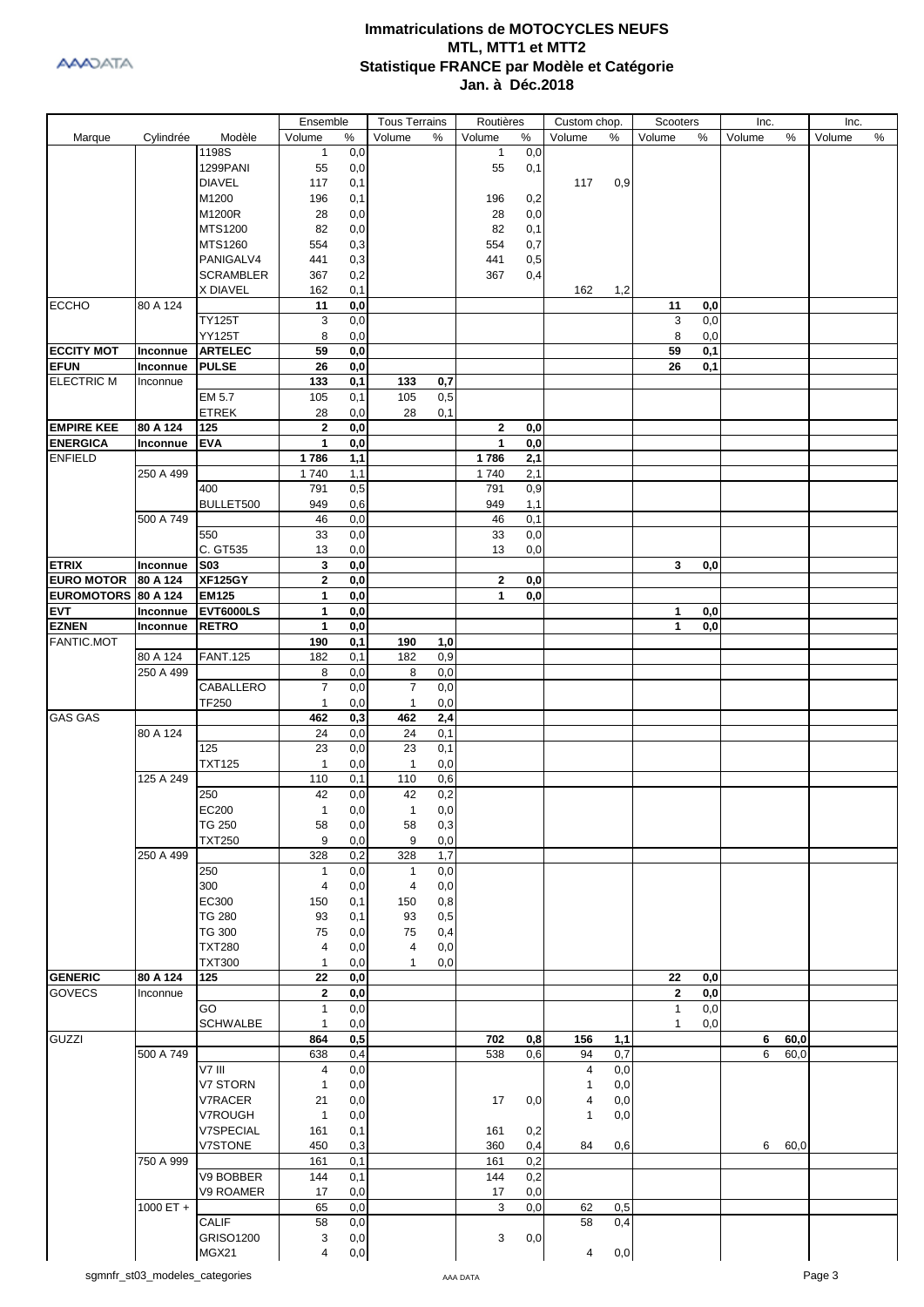# Immatriculations de MOTOCYCLES NEUFS
## MTL, MTT1 et MTT2
## Statistique FRANCE par Modèle et Catégorie
## Jan. à Déc.2018

| Marque | Cylindrée | Modèle | Ensemble | | Tous Terrains | | Routières | | Custom chop. | | Scooters | | Inc. | | Inc. | |
|---|---|---|---|---|---|---|---|---|---|---|---|---|---|---|---|---|
| | | | Volume | % | Volume | % | Volume | % | Volume | % | Volume | % | Volume | % | Volume | % |
| | | 1198S | 1 | 0,0 | | | 1 | 0,0 | | | | | | | | |
| | | 1299PANI | 55 | 0,0 | | | 55 | 0,1 | | | | | | | | |
| | | DIAVEL | 117 | 0,1 | | | | | 117 | 0,9 | | | | | | |
| | | M1200 | 196 | 0,1 | | | 196 | 0,2 | | | | | | | | |
| | | M1200R | 28 | 0,0 | | | 28 | 0,0 | | | | | | | | |
| | | MTS1200 | 82 | 0,0 | | | 82 | 0,1 | | | | | | | | |
| | | MTS1260 | 554 | 0,3 | | | 554 | 0,7 | | | | | | | | |
| | | PANIGALV4 | 441 | 0,3 | | | 441 | 0,5 | | | | | | | | |
| | | SCRAMBLER | 367 | 0,2 | | | 367 | 0,4 | | | | | | | | |
| | | X DIAVEL | 162 | 0,1 | | | | | 162 | 1,2 | | | | | | |
| ECCHO | 80 A 124 | | **11** | **0,0** | | | | | | | **11** | **0,0** | | | | |
| | | TY125T | 3 | 0,0 | | | | | | | 3 | 0,0 | | | | |
| | | YY125T | 8 | 0,0 | | | | | | | 8 | 0,0 | | | | |
| **ECCITY MOT** | **Inconnue** | **ARTELEC** | **59** | **0,0** | | | | | | | **59** | **0,1** | | | | |
| **EFUN** | **Inconnue** | **PULSE** | **26** | **0,0** | | | | | | | **26** | **0,1** | | | | |
| ELECTRIC M | Inconnue | | **133** | **0,1** | **133** | **0,7** | | | | | | | | | | |
| | | EM 5.7 | 105 | 0,1 | 105 | 0,5 | | | | | | | | | | |
| | | ETREK | 28 | 0,0 | 28 | 0,1 | | | | | | | | | | |
| **EMPIRE KEE** | **80 A 124** | **125** | **2** | **0,0** | | | **2** | **0,0** | | | | | | | | |
| **ENERGICA** | **Inconnue** | **EVA** | **1** | **0,0** | | | **1** | **0,0** | | | | | | | | |
| ENFIELD | | | **1 786** | **1,1** | | | **1 786** | **2,1** | | | | | | | | |
| | 250 A 499 | | 1 740 | 1,1 | | | 1 740 | 2,1 | | | | | | | | |
| | | 400 | 791 | 0,5 | | | 791 | 0,9 | | | | | | | | |
| | | BULLET500 | 949 | 0,6 | | | 949 | 1,1 | | | | | | | | |
| | 500 A 749 | | 46 | 0,0 | | | 46 | 0,1 | | | | | | | | |
| | | 550 | 33 | 0,0 | | | 33 | 0,0 | | | | | | | | |
| | | C. GT535 | 13 | 0,0 | | | 13 | 0,0 | | | | | | | | |
| **ETRIX** | **Inconnue** | **S03** | **3** | **0,0** | | | | | | | **3** | **0,0** | | | | |
| **EURO MOTOR** | **80 A 124** | **XF125GY** | **2** | **0,0** | | | **2** | **0,0** | | | | | | | | |
| **EUROMOTORS** | **80 A 124** | **EM125** | **1** | **0,0** | | | **1** | **0,0** | | | | | | | | |
| **EVT** | **Inconnue** | **EVT6000LS** | **1** | **0,0** | | | | | | | **1** | **0,0** | | | | |
| **EZNEN** | **Inconnue** | **RETRO** | **1** | **0,0** | | | | | | | **1** | **0,0** | | | | |
| FANTIC.MOT | | | **190** | **0,1** | **190** | **1,0** | | | | | | | | | | |
| | 80 A 124 | FANT.125 | 182 | 0,1 | 182 | 0,9 | | | | | | | | | | |
| | 250 A 499 | | 8 | 0,0 | 8 | 0,0 | | | | | | | | | | |
| | | CABALLERO | 7 | 0,0 | 7 | 0,0 | | | | | | | | | | |
| | | TF250 | 1 | 0,0 | 1 | 0,0 | | | | | | | | | | |
| GAS GAS | | | **462** | **0,3** | **462** | **2,4** | | | | | | | | | | |
| | 80 A 124 | | 24 | 0,0 | 24 | 0,1 | | | | | | | | | | |
| | | 125 | 23 | 0,0 | 23 | 0,1 | | | | | | | | | | |
| | | TXT125 | 1 | 0,0 | 1 | 0,0 | | | | | | | | | | |
| | 125 A 249 | | 110 | 0,1 | 110 | 0,6 | | | | | | | | | | |
| | | 250 | 42 | 0,0 | 42 | 0,2 | | | | | | | | | | |
| | | EC200 | 1 | 0,0 | 1 | 0,0 | | | | | | | | | | |
| | | TG 250 | 58 | 0,0 | 58 | 0,3 | | | | | | | | | | |
| | | TXT250 | 9 | 0,0 | 9 | 0,0 | | | | | | | | | | |
| | 250 A 499 | | 328 | 0,2 | 328 | 1,7 | | | | | | | | | | |
| | | 250 | 1 | 0,0 | 1 | 0,0 | | | | | | | | | | |
| | | 300 | 4 | 0,0 | 4 | 0,0 | | | | | | | | | | |
| | | EC300 | 150 | 0,1 | 150 | 0,8 | | | | | | | | | | |
| | | TG 280 | 93 | 0,1 | 93 | 0,5 | | | | | | | | | | |
| | | TG 300 | 75 | 0,0 | 75 | 0,4 | | | | | | | | | | |
| | | TXT280 | 4 | 0,0 | 4 | 0,0 | | | | | | | | | | |
| | | TXT300 | 1 | 0,0 | 1 | 0,0 | | | | | | | | | | |
| **GENERIC** | **80 A 124** | **125** | **22** | **0,0** | | | | | | | **22** | **0,0** | | | | |
| GOVECS | Inconnue | | **2** | **0,0** | | | | | | | **2** | **0,0** | | | | |
| | | GO | 1 | 0,0 | | | | | | | 1 | 0,0 | | | | |
| | | SCHWALBE | 1 | 0,0 | | | | | | | 1 | 0,0 | | | | |
| GUZZI | | | **864** | **0,5** | | | **702** | **0,8** | **156** | **1,1** | | | **6** | **60,0** | | |
| | 500 A 749 | | 638 | 0,4 | | | 538 | 0,6 | 94 | 0,7 | | | 6 | 60,0 | | |
| | | V7 III | 4 | 0,0 | | | | | 4 | 0,0 | | | | | | |
| | | V7 STORN | 1 | 0,0 | | | | | 1 | 0,0 | | | | | | |
| | | V7RACER | 21 | 0,0 | | | 17 | 0,0 | 4 | 0,0 | | | | | | |
| | | V7ROUGH | 1 | 0,0 | | | | | 1 | 0,0 | | | | | | |
| | | V7SPECIAL | 161 | 0,1 | | | 161 | 0,2 | | | | | | | | |
| | | V7STONE | 450 | 0,3 | | | 360 | 0,4 | 84 | 0,6 | | | 6 | 60,0 | | |
| | 750 A 999 | | 161 | 0,1 | | | 161 | 0,2 | | | | | | | | |
| | | V9 BOBBER | 144 | 0,1 | | | 144 | 0,2 | | | | | | | | |
| | | V9 ROAMER | 17 | 0,0 | | | 17 | 0,0 | | | | | | | | |
| | 1000 ET + | | 65 | 0,0 | | | 3 | 0,0 | 62 | 0,5 | | | | | | |
| | | CALIF | 58 | 0,0 | | | | | 58 | 0,4 | | | | | | |
| | | GRISO1200 | 3 | 0,0 | | | 3 | 0,0 | | | | | | | | |
| | | MGX21 | 4 | 0,0 | | | | | 4 | 0,0 | | | | | | |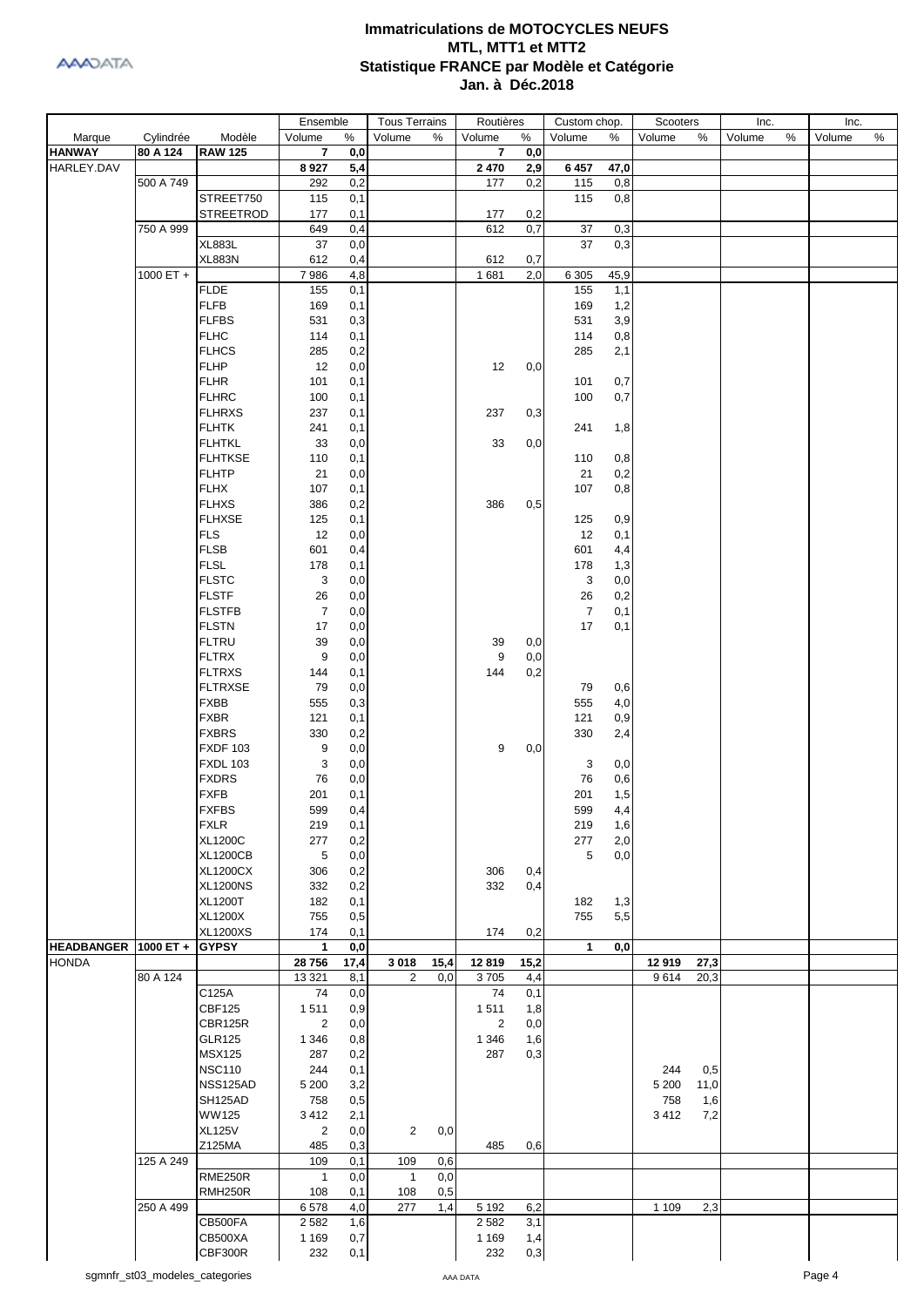# Immatriculations de MOTOCYCLES NEUFS
## MTL, MTT1 et MTT2
## Statistique FRANCE par Modèle et Catégorie
## Jan. à Déc.2018

| Marque | Cylindrée | Modèle | Ensemble | | Tous Terrains | | Routières | | Custom chop. | | Scooters | | Inc. | | Inc. | |
|---|---|---|---|---|---|---|---|---|---|---|---|---|---|---|---|---|
| | | | Volume | % | Volume | % | Volume | % | Volume | % | Volume | % | Volume | % | Volume | % |
| **HANWAY** | **80 A 124** | **RAW 125** | **7** | **0,0** | | | **7** | **0,0** | | | | | | | | |
| HARLEY.DAV | | | **8 927** | **5,4** | | | **2 470** | **2,9** | **6 457** | **47,0** | | | | | | |
| | 500 A 749 | | 292 | 0,2 | | | 177 | 0,2 | 115 | 0,8 | | | | | | |
| | | STREET750 | 115 | 0,1 | | | | | 115 | 0,8 | | | | | | |
| | | STREETROD | 177 | 0,1 | | | 177 | 0,2 | | | | | | | | |
| | 750 A 999 | | 649 | 0,4 | | | 612 | 0,7 | 37 | 0,3 | | | | | | |
| | | XL883L | 37 | 0,0 | | | | | 37 | 0,3 | | | | | | |
| | | XL883N | 612 | 0,4 | | | 612 | 0,7 | | | | | | | | |
| | 1000 ET + | | 7 986 | 4,8 | | | 1 681 | 2,0 | 6 305 | 45,9 | | | | | | |
| | | FLDE | 155 | 0,1 | | | | | 155 | 1,1 | | | | | | |
| | | FLFB | 169 | 0,1 | | | | | 169 | 1,2 | | | | | | |
| | | FLFBS | 531 | 0,3 | | | | | 531 | 3,9 | | | | | | |
| | | FLHC | 114 | 0,1 | | | | | 114 | 0,8 | | | | | | |
| | | FLHCS | 285 | 0,2 | | | | | 285 | 2,1 | | | | | | |
| | | FLHP | 12 | 0,0 | | | 12 | 0,0 | | | | | | | | |
| | | FLHR | 101 | 0,1 | | | | | 101 | 0,7 | | | | | | |
| | | FLHRC | 100 | 0,1 | | | | | 100 | 0,7 | | | | | | |
| | | FLHRXS | 237 | 0,1 | | | 237 | 0,3 | | | | | | | | |
| | | FLHTK | 241 | 0,1 | | | | | 241 | 1,8 | | | | | | |
| | | FLHTKL | 33 | 0,0 | | | 33 | 0,0 | | | | | | | | |
| | | FLHTKSE | 110 | 0,1 | | | | | 110 | 0,8 | | | | | | |
| | | FLHTP | 21 | 0,0 | | | | | 21 | 0,2 | | | | | | |
| | | FLHX | 107 | 0,1 | | | | | 107 | 0,8 | | | | | | |
| | | FLHXS | 386 | 0,2 | | | 386 | 0,5 | | | | | | | | |
| | | FLHXSE | 125 | 0,1 | | | | | 125 | 0,9 | | | | | | |
| | | FLS | 12 | 0,0 | | | | | 12 | 0,1 | | | | | | |
| | | FLSB | 601 | 0,4 | | | | | 601 | 4,4 | | | | | | |
| | | FLSL | 178 | 0,1 | | | | | 178 | 1,3 | | | | | | |
| | | FLSTC | 3 | 0,0 | | | | | 3 | 0,0 | | | | | | |
| | | FLSTF | 26 | 0,0 | | | | | 26 | 0,2 | | | | | | |
| | | FLSTFB | 7 | 0,0 | | | | | 7 | 0,1 | | | | | | |
| | | FLSTN | 17 | 0,0 | | | | | 17 | 0,1 | | | | | | |
| | | FLTRU | 39 | 0,0 | | | 39 | 0,0 | | | | | | | | |
| | | FLTRX | 9 | 0,0 | | | 9 | 0,0 | | | | | | | | |
| | | FLTRXS | 144 | 0,1 | | | 144 | 0,2 | | | | | | | | |
| | | FLTRXSE | 79 | 0,0 | | | | | 79 | 0,6 | | | | | | |
| | | FXBB | 555 | 0,3 | | | | | 555 | 4,0 | | | | | | |
| | | FXBR | 121 | 0,1 | | | | | 121 | 0,9 | | | | | | |
| | | FXBRS | 330 | 0,2 | | | | | 330 | 2,4 | | | | | | |
| | | FXDF 103 | 9 | 0,0 | | | 9 | 0,0 | | | | | | | | |
| | | FXDL 103 | 3 | 0,0 | | | | | 3 | 0,0 | | | | | | |
| | | FXDRS | 76 | 0,0 | | | | | 76 | 0,6 | | | | | | |
| | | FXFB | 201 | 0,1 | | | | | 201 | 1,5 | | | | | | |
| | | FXFBS | 599 | 0,4 | | | | | 599 | 4,4 | | | | | | |
| | | FXLR | 219 | 0,1 | | | | | 219 | 1,6 | | | | | | |
| | | XL1200C | 277 | 0,2 | | | | | 277 | 2,0 | | | | | | |
| | | XL1200CB | 5 | 0,0 | | | | | 5 | 0,0 | | | | | | |
| | | XL1200CX | 306 | 0,2 | | | 306 | 0,4 | | | | | | | | |
| | | XL1200NS | 332 | 0,2 | | | 332 | 0,4 | | | | | | | | |
| | | XL1200T | 182 | 0,1 | | | | | 182 | 1,3 | | | | | | |
| | | XL1200X | 755 | 0,5 | | | | | 755 | 5,5 | | | | | | |
| | | XL1200XS | 174 | 0,1 | | | 174 | 0,2 | | | | | | | | |
| **HEADBANGER** | **1000 ET +** | **GYPSY** | **1** | **0,0** | | | | | **1** | **0,0** | | | | | | |
| HONDA | | | **28 756** | **17,4** | **3 018** | **15,4** | **12 819** | **15,2** | | | **12 919** | **27,3** | | | | |
| | 80 A 124 | | 13 321 | 8,1 | 2 | 0,0 | 3 705 | 4,4 | | | 9 614 | 20,3 | | | | |
| | | C125A | 74 | 0,0 | | | 74 | 0,1 | | | | | | | | |
| | | CBF125 | 1 511 | 0,9 | | | 1 511 | 1,8 | | | | | | | | |
| | | CBR125R | 2 | 0,0 | | | 2 | 0,0 | | | | | | | | |
| | | GLR125 | 1 346 | 0,8 | | | 1 346 | 1,6 | | | | | | | | |
| | | MSX125 | 287 | 0,2 | | | 287 | 0,3 | | | | | | | | |
| | | NSC110 | 244 | 0,1 | | | | | | | 244 | 0,5 | | | | |
| | | NSS125AD | 5 200 | 3,2 | | | | | | | 5 200 | 11,0 | | | | |
| | | SH125AD | 758 | 0,5 | | | | | | | 758 | 1,6 | | | | |
| | | WW125 | 3 412 | 2,1 | | | | | | | 3 412 | 7,2 | | | | |
| | | XL125V | 2 | 0,0 | 2 | 0,0 | | | | | | | | | | |
| | | Z125MA | 485 | 0,3 | | | 485 | 0,6 | | | | | | | | |
| | 125 A 249 | | 109 | 0,1 | 109 | 0,6 | | | | | | | | | | |
| | | RME250R | 1 | 0,0 | 1 | 0,0 | | | | | | | | | | |
| | | RMH250R | 108 | 0,1 | 108 | 0,5 | | | | | | | | | | |
| | 250 A 499 | | 6 578 | 4,0 | 277 | 1,4 | 5 192 | 6,2 | | | 1 109 | 2,3 | | | | |
| | | CB500FA | 2 582 | 1,6 | | | 2 582 | 3,1 | | | | | | | | |
| | | CB500XA | 1 169 | 0,7 | | | 1 169 | 1,4 | | | | | | | | |
| | | CBF300R | 232 | 0,1 | | | 232 | 0,3 | | | | | | | | |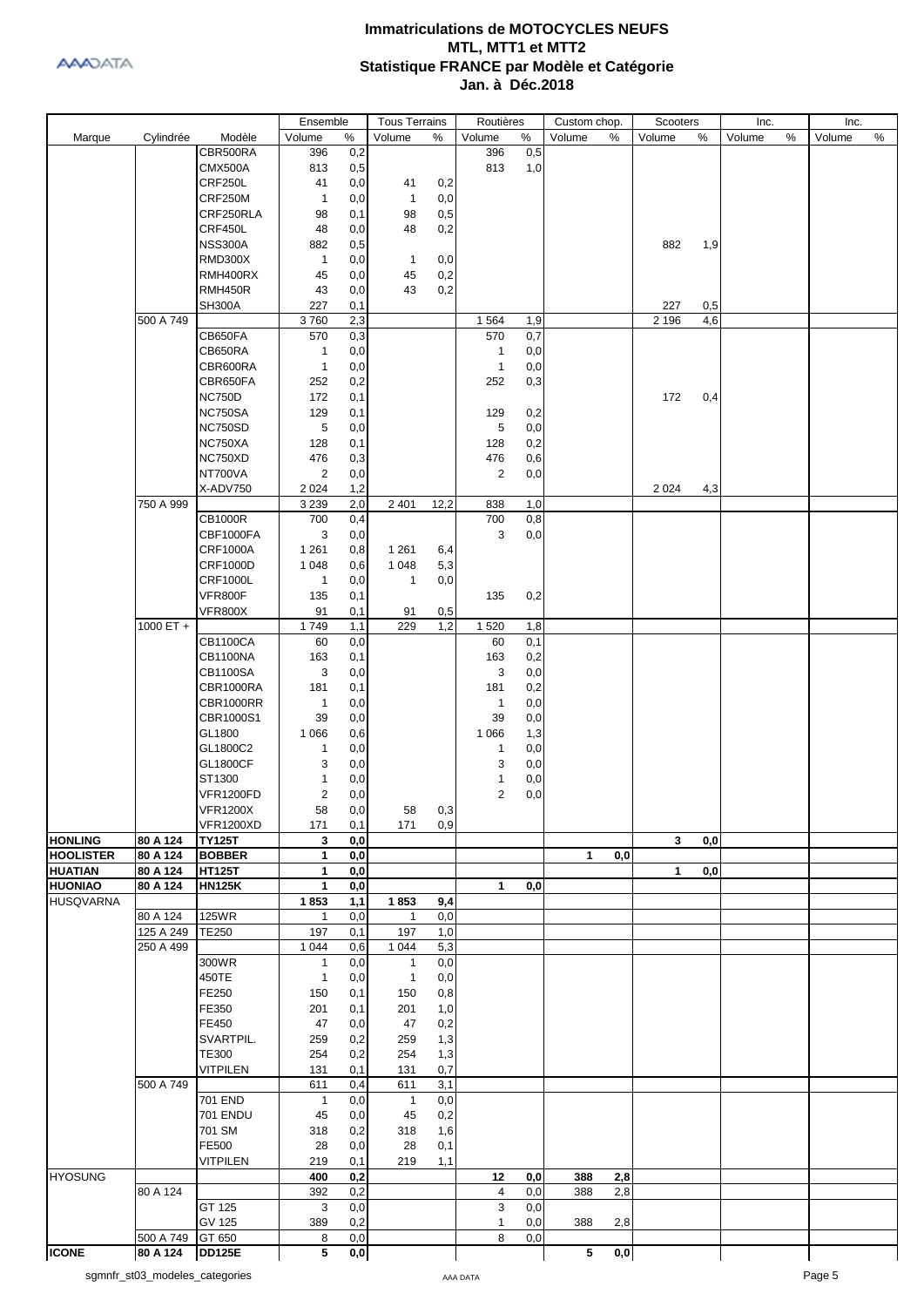# Immatriculations de MOTOCYCLES NEUFS
## MTL, MTT1 et MTT2
## Statistique FRANCE par Modèle et Catégorie
## Jan. à Déc.2018

| Marque | Cylindrée | Modèle | Ensemble Volume | Ensemble % | Tous Terrains Volume | Tous Terrains % | Routières Volume | Routières % | Custom chop. Volume | Custom chop. % | Scooters Volume | Scooters % | Inc. Volume | Inc. % | Inc. Volume | Inc. % |
|---|---|---|---|---|---|---|---|---|---|---|---|---|---|---|---|---|
| | | CBR500RA | 396 | 0,2 | | | 396 | 0,5 | | | | | | | | |
| | | CMX500A | 813 | 0,5 | | | 813 | 1,0 | | | | | | | | |
| | | CRF250L | 41 | 0,0 | 41 | 0,2 | | | | | | | | | | |
| | | CRF250M | 1 | 0,0 | 1 | 0,0 | | | | | | | | | | |
| | | CRF250RLA | 98 | 0,1 | 98 | 0,5 | | | | | | | | | | |
| | | CRF450L | 48 | 0,0 | 48 | 0,2 | | | | | | | | | | |
| | | NSS300A | 882 | 0,5 | | | | | | | 882 | 1,9 | | | | |
| | | RMD300X | 1 | 0,0 | 1 | 0,0 | | | | | | | | | | |
| | | RMH400RX | 45 | 0,0 | 45 | 0,2 | | | | | | | | | | |
| | | RMH450R | 43 | 0,0 | 43 | 0,2 | | | | | | | | | | |
| | | SH300A | 227 | 0,1 | | | | | | | 227 | 0,5 | | | | |
| | 500 A 749 | | 3 760 | 2,3 | | | 1 564 | 1,9 | | | 2 196 | 4,6 | | | | |
| | | CB650FA | 570 | 0,3 | | | 570 | 0,7 | | | | | | | | |
| | | CB650RA | 1 | 0,0 | | | 1 | 0,0 | | | | | | | | |
| | | CBR600RA | 1 | 0,0 | | | 1 | 0,0 | | | | | | | | |
| | | CBR650FA | 252 | 0,2 | | | 252 | 0,3 | | | | | | | | |
| | | NC750D | 172 | 0,1 | | | | | | | 172 | 0,4 | | | | |
| | | NC750SA | 129 | 0,1 | | | 129 | 0,2 | | | | | | | | |
| | | NC750SD | 5 | 0,0 | | | 5 | 0,0 | | | | | | | | |
| | | NC750XA | 128 | 0,1 | | | 128 | 0,2 | | | | | | | | |
| | | NC750XD | 476 | 0,3 | | | 476 | 0,6 | | | | | | | | |
| | | NT700VA | 2 | 0,0 | | | 2 | 0,0 | | | | | | | | |
| | | X-ADV750 | 2 024 | 1,2 | | | | | | | 2 024 | 4,3 | | | | |
| | 750 A 999 | | 3 239 | 2,0 | 2 401 | 12,2 | 838 | 1,0 | | | | | | | | |
| | | CB1000R | 700 | 0,4 | | | 700 | 0,8 | | | | | | | | |
| | | CBF1000FA | 3 | 0,0 | | | 3 | 0,0 | | | | | | | | |
| | | CRF1000A | 1 261 | 0,8 | 1 261 | 6,4 | | | | | | | | | | |
| | | CRF1000D | 1 048 | 0,6 | 1 048 | 5,3 | | | | | | | | | | |
| | | CRF1000L | 1 | 0,0 | 1 | 0,0 | | | | | | | | | | |
| | | VFR800F | 135 | 0,1 | | | 135 | 0,2 | | | | | | | | |
| | | VFR800X | 91 | 0,1 | 91 | 0,5 | | | | | | | | | | |
| | 1000 ET + | | 1 749 | 1,1 | 229 | 1,2 | 1 520 | 1,8 | | | | | | | | |
| | | CB1100CA | 60 | 0,0 | | | 60 | 0,1 | | | | | | | | |
| | | CB1100NA | 163 | 0,1 | | | 163 | 0,2 | | | | | | | | |
| | | CB1100SA | 3 | 0,0 | | | 3 | 0,0 | | | | | | | | |
| | | CBR1000RA | 181 | 0,1 | | | 181 | 0,2 | | | | | | | | |
| | | CBR1000RR | 1 | 0,0 | | | 1 | 0,0 | | | | | | | | |
| | | CBR1000S1 | 39 | 0,0 | | | 39 | 0,0 | | | | | | | | |
| | | GL1800 | 1 066 | 0,6 | | | 1 066 | 1,3 | | | | | | | | |
| | | GL1800C2 | 1 | 0,0 | | | 1 | 0,0 | | | | | | | | |
| | | GL1800CF | 3 | 0,0 | | | 3 | 0,0 | | | | | | | | |
| | | ST1300 | 1 | 0,0 | | | 1 | 0,0 | | | | | | | | |
| | | VFR1200FD | 2 | 0,0 | | | 2 | 0,0 | | | | | | | | |
| | | VFR1200X | 58 | 0,0 | 58 | 0,3 | | | | | | | | | | |
| | | VFR1200XD | 171 | 0,1 | 171 | 0,9 | | | | | | | | | | |
| **HONLING** | **80 A 124** | **TY125T** | **3** | **0,0** | | | | | | | **3** | **0,0** | | | | |
| **HOOLISTER** | **80 A 124** | **BOBBER** | **1** | **0,0** | | | | | **1** | **0,0** | | | | | | |
| **HUATIAN** | **80 A 124** | **HT125T** | **1** | **0,0** | | | | | | | **1** | **0,0** | | | | |
| **HUONIAO** | **80 A 124** | **HN125K** | **1** | **0,0** | | | **1** | **0,0** | | | | | | | | |
| HUSQVARNA | | | **1 853** | **1,1** | **1 853** | **9,4** | | | | | | | | | | |
| | 80 A 124 | 125WR | 1 | 0,0 | 1 | 0,0 | | | | | | | | | | |
| | 125 A 249 | TE250 | 197 | 0,1 | 197 | 1,0 | | | | | | | | | | |
| | 250 A 499 | | 1 044 | 0,6 | 1 044 | 5,3 | | | | | | | | | | |
| | | 300WR | 1 | 0,0 | 1 | 0,0 | | | | | | | | | | |
| | | 450TE | 1 | 0,0 | 1 | 0,0 | | | | | | | | | | |
| | | FE250 | 150 | 0,1 | 150 | 0,8 | | | | | | | | | | |
| | | FE350 | 201 | 0,1 | 201 | 1,0 | | | | | | | | | | |
| | | FE450 | 47 | 0,0 | 47 | 0,2 | | | | | | | | | | |
| | | SVARTPIL. | 259 | 0,2 | 259 | 1,3 | | | | | | | | | | |
| | | TE300 | 254 | 0,2 | 254 | 1,3 | | | | | | | | | | |
| | | VITPILEN | 131 | 0,1 | 131 | 0,7 | | | | | | | | | | |
| | 500 A 749 | | 611 | 0,4 | 611 | 3,1 | | | | | | | | | | |
| | | 701 END | 1 | 0,0 | 1 | 0,0 | | | | | | | | | | |
| | | 701 ENDU | 45 | 0,0 | 45 | 0,2 | | | | | | | | | | |
| | | 701 SM | 318 | 0,2 | 318 | 1,6 | | | | | | | | | | |
| | | FE500 | 28 | 0,0 | 28 | 0,1 | | | | | | | | | | |
| | | VITPILEN | 219 | 0,1 | 219 | 1,1 | | | | | | | | | | |
| HYOSUNG | | | **400** | **0,2** | | | **12** | **0,0** | **388** | **2,8** | | | | | | |
| | 80 A 124 | | 392 | 0,2 | | | 4 | 0,0 | 388 | 2,8 | | | | | | |
| | | GT 125 | 3 | 0,0 | | | 3 | 0,0 | | | | | | | | |
| | | GV 125 | 389 | 0,2 | | | 1 | 0,0 | 388 | 2,8 | | | | | | |
| | 500 A 749 | GT 650 | 8 | 0,0 | | | 8 | 0,0 | | | | | | | | |
| **ICONE** | **80 A 124** | **DD125E** | **5** | **0,0** | | | | | **5** | **0,0** | | | | | | |

sgmnfr_st03_modeles_categories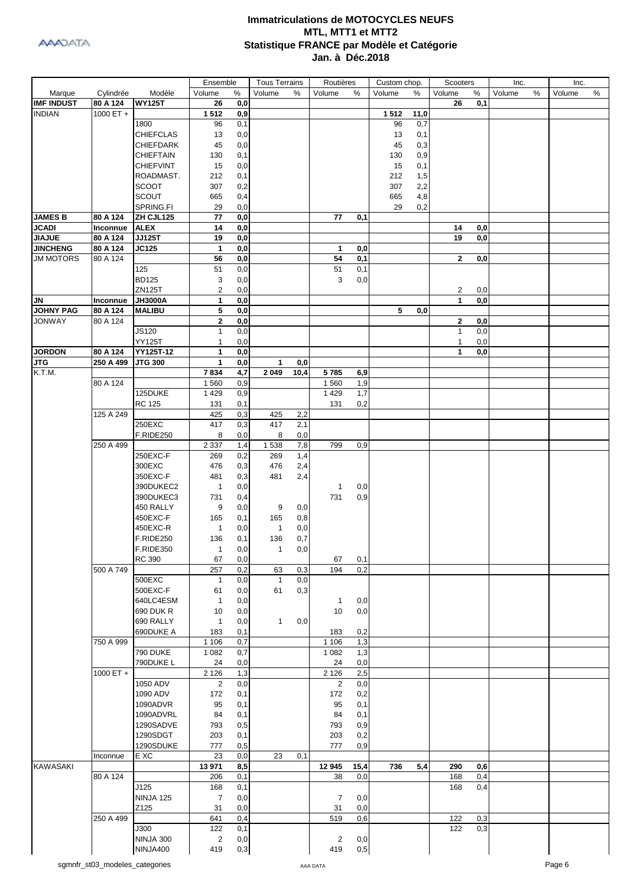# Immatriculations de MOTOCYCLES NEUFS
## MTL, MTT1 et MTT2
## Statistique FRANCE par Modèle et Catégorie
## Jan. à Déc.2018

| Marque | Cylindrée | Modèle | Ensemble | | Tous Terrains | | Routières | | Custom chop. | | Scooters | | Inc. | | Inc. | |
|---|---|---|---|---|---|---|---|---|---|---|---|---|---|---|---|---|
| | | | Volume | % | Volume | % | Volume | % | Volume | % | Volume | % | Volume | % | Volume | % |
| **IMF INDUST** | **80 A 124** | **WY125T** | **26** | **0,0** | | | | | | | **26** | **0,1** | | | | |
| INDIAN | 1000 ET + | | **1 512** | **0,9** | | | | | **1 512** | **11,0** | | | | | | |
| | | 1800 | 96 | 0,1 | | | | | 96 | 0,7 | | | | | | |
| | | CHIEFCLAS | 13 | 0,0 | | | | | 13 | 0,1 | | | | | | |
| | | CHIEFDARK | 45 | 0,0 | | | | | 45 | 0,3 | | | | | | |
| | | CHIEFTAIN | 130 | 0,1 | | | | | 130 | 0,9 | | | | | | |
| | | CHIEFVINT | 15 | 0,0 | | | | | 15 | 0,1 | | | | | | |
| | | ROADMAST. | 212 | 0,1 | | | | | 212 | 1,5 | | | | | | |
| | | SCOOT | 307 | 0,2 | | | | | 307 | 2,2 | | | | | | |
| | | SCOUT | 665 | 0,4 | | | | | 665 | 4,8 | | | | | | |
| | | SPRING.FI | 29 | 0,0 | | | | | 29 | 0,2 | | | | | | |
| **JAMES B** | **80 A 124** | **ZH CJL125** | **77** | **0,0** | | | **77** | **0,1** | | | | | | | | |
| **JCADI** | **Inconnue** | **ALEX** | **14** | **0,0** | | | | | | | **14** | **0,0** | | | | |
| **JIAJUE** | **80 A 124** | **JJ125T** | **19** | **0,0** | | | | | | | **19** | **0,0** | | | | |
| **JINCHENG** | **80 A 124** | **JC125** | **1** | **0,0** | | | **1** | **0,0** | | | | | | | | |
| JM MOTORS | 80 A 124 | | **56** | **0,0** | | | **54** | **0,1** | | | **2** | **0,0** | | | | |
| | | 125 | 51 | 0,0 | | | 51 | 0,1 | | | | | | | | |
| | | BD125 | 3 | 0,0 | | | 3 | 0,0 | | | | | | | | |
| | | ZN125T | 2 | 0,0 | | | | | | | 2 | 0,0 | | | | |
| **JN** | **Inconnue** | **JH3000A** | **1** | **0,0** | | | | | | | **1** | **0,0** | | | | |
| **JOHNY PAG** | **80 A 124** | **MALIBU** | **5** | **0,0** | | | | | **5** | **0,0** | | | | | | |
| JONWAY | 80 A 124 | | **2** | **0,0** | | | | | | | **2** | **0,0** | | | | |
| | | JS120 | 1 | 0,0 | | | | | | | 1 | 0,0 | | | | |
| | | YY125T | 1 | 0,0 | | | | | | | 1 | 0,0 | | | | |
| **JORDON** | **80 A 124** | **YY125T-12** | **1** | **0,0** | | | | | | | **1** | **0,0** | | | | |
| **JTG** | **250 A 499** | **JTG 300** | **1** | **0,0** | **1** | **0,0** | | | | | | | | | | |
| K.T.M. | | | **7 834** | **4,7** | **2 049** | **10,4** | **5 785** | **6,9** | | | | | | | | |
| | 80 A 124 | | 1 560 | 0,9 | | | 1 560 | 1,9 | | | | | | | | |
| | | 125DUKE | 1 429 | 0,9 | | | 1 429 | 1,7 | | | | | | | | |
| | | RC 125 | 131 | 0,1 | | | 131 | 0,2 | | | | | | | | |
| | 125 A 249 | | 425 | 0,3 | 425 | 2,2 | | | | | | | | | | |
| | | 250EXC | 417 | 0,3 | 417 | 2,1 | | | | | | | | | | |
| | | F.RIDE250 | 8 | 0,0 | 8 | 0,0 | | | | | | | | | | |
| | 250 A 499 | | 2 337 | 1,4 | 1 538 | 7,8 | 799 | 0,9 | | | | | | | | |
| | | 250EXC-F | 269 | 0,2 | 269 | 1,4 | | | | | | | | | | |
| | | 300EXC | 476 | 0,3 | 476 | 2,4 | | | | | | | | | | |
| | | 350EXC-F | 481 | 0,3 | 481 | 2,4 | | | | | | | | | | |
| | | 390DUKEC2 | 1 | 0,0 | | | 1 | 0,0 | | | | | | | | |
| | | 390DUKEC3 | 731 | 0,4 | | | 731 | 0,9 | | | | | | | | |
| | | 450 RALLY | 9 | 0,0 | 9 | 0,0 | | | | | | | | | | |
| | | 450EXC-F | 165 | 0,1 | 165 | 0,8 | | | | | | | | | | |
| | | 450EXC-R | 1 | 0,0 | 1 | 0,0 | | | | | | | | | | |
| | | F.RIDE250 | 136 | 0,1 | 136 | 0,7 | | | | | | | | | | |
| | | F.RIDE350 | 1 | 0,0 | 1 | 0,0 | | | | | | | | | | |
| | | RC 390 | 67 | 0,0 | | | 67 | 0,1 | | | | | | | | |
| | 500 A 749 | | 257 | 0,2 | 63 | 0,3 | 194 | 0,2 | | | | | | | | |
| | | 500EXC | 1 | 0,0 | 1 | 0,0 | | | | | | | | | | |
| | | 500EXC-F | 61 | 0,0 | 61 | 0,3 | | | | | | | | | | |
| | | 640LC4ESM | 1 | 0,0 | | | 1 | 0,0 | | | | | | | | |
| | | 690 DUK R | 10 | 0,0 | | | 10 | 0,0 | | | | | | | | |
| | | 690 RALLY | 1 | 0,0 | 1 | 0,0 | | | | | | | | | | |
| | | 690DUKE A | 183 | 0,1 | | | 183 | 0,2 | | | | | | | | |
| | 750 A 999 | | 1 106 | 0,7 | | | 1 106 | 1,3 | | | | | | | | |
| | | 790 DUKE | 1 082 | 0,7 | | | 1 082 | 1,3 | | | | | | | | |
| | | 790DUKE L | 24 | 0,0 | | | 24 | 0,0 | | | | | | | | |
| | 1000 ET + | | 2 126 | 1,3 | | | 2 126 | 2,5 | | | | | | | | |
| | | 1050 ADV | 2 | 0,0 | | | 2 | 0,0 | | | | | | | | |
| | | 1090 ADV | 172 | 0,1 | | | 172 | 0,2 | | | | | | | | |
| | | 1090ADVR | 95 | 0,1 | | | 95 | 0,1 | | | | | | | | |
| | | 1090ADVRL | 84 | 0,1 | | | 84 | 0,1 | | | | | | | | |
| | | 1290SADVE | 793 | 0,5 | | | 793 | 0,9 | | | | | | | | |
| | | 1290SDGT | 203 | 0,1 | | | 203 | 0,2 | | | | | | | | |
| | | 1290SDUKE | 777 | 0,5 | | | 777 | 0,9 | | | | | | | | |
| | Inconnue | E XC | 23 | 0,0 | 23 | 0,1 | | | | | | | | | | |
| KAWASAKI | | | **13 971** | **8,5** | | | **12 945** | **15,4** | **736** | **5,4** | **290** | **0,6** | | | | |
| | 80 A 124 | | 206 | 0,1 | | | 38 | 0,0 | | | 168 | 0,4 | | | | |
| | | J125 | 168 | 0,1 | | | | | | | 168 | 0,4 | | | | |
| | | NINJA 125 | 7 | 0,0 | | | 7 | 0,0 | | | | | | | | |
| | | Z125 | 31 | 0,0 | | | 31 | 0,0 | | | | | | | | |
| | 250 A 499 | | 641 | 0,4 | | | 519 | 0,6 | | | 122 | 0,3 | | | | |
| | | J300 | 122 | 0,1 | | | | | | | 122 | 0,3 | | | | |
| | | NINJA 300 | 2 | 0,0 | | | 2 | 0,0 | | | | | | | | |
| | | NINJA400 | 419 | 0,3 | | | 419 | 0,5 | | | | | | | | |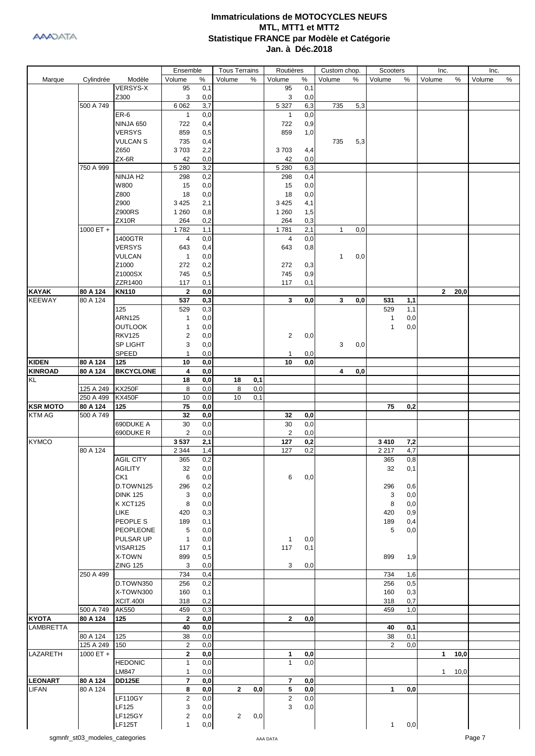# Immatriculations de MOTOCYCLES NEUFS
## MTL, MTT1 et MTT2
## Statistique FRANCE par Modèle et Catégorie
## Jan. à Déc.2018

| Marque | Cylindrée | Modèle | Ensemble Volume | Ensemble % | Tous Terrains Volume | Tous Terrains % | Routières Volume | Routières % | Custom chop. Volume | Custom chop. % | Scooters Volume | Scooters % | Inc. Volume | Inc. % | Inc. Volume | Inc. % |
|---|---|---|---|---|---|---|---|---|---|---|---|---|---|---|---|---|
| | | VERSYS-X | 95 | 0,1 | | | 95 | 0,1 | | | | | | | | |
| | | Z300 | 3 | 0,0 | | | 3 | 0,0 | | | | | | | | |
| | 500 A 749 | | 6 062 | 3,7 | | | 5 327 | 6,3 | 735 | 5,3 | | | | | | |
| | | ER-6 | 1 | 0,0 | | | 1 | 0,0 | | | | | | | | |
| | | NINJA 650 | 722 | 0,4 | | | 722 | 0,9 | | | | | | | | |
| | | VERSYS | 859 | 0,5 | | | 859 | 1,0 | | | | | | | | |
| | | VULCAN S | 735 | 0,4 | | | | | 735 | 5,3 | | | | | | |
| | | Z650 | 3 703 | 2,2 | | | 3 703 | 4,4 | | | | | | | | |
| | | ZX-6R | 42 | 0,0 | | | 42 | 0,0 | | | | | | | | |
| | 750 A 999 | | 5 280 | 3,2 | | | 5 280 | 6,3 | | | | | | | | |
| | | NINJA H2 | 298 | 0,2 | | | 298 | 0,4 | | | | | | | | |
| | | W800 | 15 | 0,0 | | | 15 | 0,0 | | | | | | | | |
| | | Z800 | 18 | 0,0 | | | 18 | 0,0 | | | | | | | | |
| | | Z900 | 3 425 | 2,1 | | | 3 425 | 4,1 | | | | | | | | |
| | | Z900RS | 1 260 | 0,8 | | | 1 260 | 1,5 | | | | | | | | |
| | | ZX10R | 264 | 0,2 | | | 264 | 0,3 | | | | | | | | |
| | 1000 ET + | | 1 782 | 1,1 | | | 1 781 | 2,1 | 1 | 0,0 | | | | | | |
| | | 1400GTR | 4 | 0,0 | | | 4 | 0,0 | | | | | | | | |
| | | VERSYS | 643 | 0,4 | | | 643 | 0,8 | | | | | | | | |
| | | VULCAN | 1 | 0,0 | | | | | 1 | 0,0 | | | | | | |
| | | Z1000 | 272 | 0,2 | | | 272 | 0,3 | | | | | | | | |
| | | Z1000SX | 745 | 0,5 | | | 745 | 0,9 | | | | | | | | |
| | | ZZR1400 | 117 | 0,1 | | | 117 | 0,1 | | | | | | | | |
| **KAYAK** | **80 A 124** | **KN110** | **2** | **0,0** | | | | | | | | | **2** | **20,0** | | |
| KEEWAY | 80 A 124 | | **537** | **0,3** | | | **3** | **0,0** | **3** | **0,0** | **531** | **1,1** | | | | |
| | | 125 | 529 | 0,3 | | | | | | | 529 | 1,1 | | | | |
| | | ARN125 | 1 | 0,0 | | | | | | | 1 | 0,0 | | | | |
| | | OUTLOOK | 1 | 0,0 | | | | | | | 1 | 0,0 | | | | |
| | | RKV125 | 2 | 0,0 | | | 2 | 0,0 | | | | | | | | |
| | | SP LIGHT | 3 | 0,0 | | | | | 3 | 0,0 | | | | | | |
| | | SPEED | 1 | 0,0 | | | 1 | 0,0 | | | | | | | | |
| **KIDEN** | **80 A 124** | **125** | **10** | **0,0** | | | **10** | **0,0** | | | | | | | | |
| **KINROAD** | **80 A 124** | **BKCYCLONE** | **4** | **0,0** | | | | | **4** | **0,0** | | | | | | |
| KL | | | **18** | **0,0** | **18** | **0,1** | | | | | | | | | | |
| | 125 A 249 | KX250F | 8 | 0,0 | 8 | 0,0 | | | | | | | | | | |
| | 250 A 499 | KX450F | 10 | 0,0 | 10 | 0,1 | | | | | | | | | | |
| **KSR MOTO** | **80 A 124** | **125** | **75** | **0,0** | | | | | | | **75** | **0,2** | | | | |
| KTM AG | 500 A 749 | | **32** | **0,0** | | | **32** | **0,0** | | | | | | | | |
| | | 690DUKE A | 30 | 0,0 | | | 30 | 0,0 | | | | | | | | |
| | | 690DUKE R | 2 | 0,0 | | | 2 | 0,0 | | | | | | | | |
| KYMCO | | | **3 537** | **2,1** | | | **127** | **0,2** | | | **3 410** | **7,2** | | | | |
| | 80 A 124 | | 2 344 | 1,4 | | | 127 | 0,2 | | | 2 217 | 4,7 | | | | |
| | | AGIL CITY | 365 | 0,2 | | | | | | | 365 | 0,8 | | | | |
| | | AGILITY | 32 | 0,0 | | | | | | | 32 | 0,1 | | | | |
| | | CK1 | 6 | 0,0 | | | 6 | 0,0 | | | | | | | | |
| | | D.TOWN125 | 296 | 0,2 | | | | | | | 296 | 0,6 | | | | |
| | | DINK 125 | 3 | 0,0 | | | | | | | 3 | 0,0 | | | | |
| | | K XCT125 | 8 | 0,0 | | | | | | | 8 | 0,0 | | | | |
| | | LIKE | 420 | 0,3 | | | | | | | 420 | 0,9 | | | | |
| | | PEOPLE S | 189 | 0,1 | | | | | | | 189 | 0,4 | | | | |
| | | PEOPLEONE | 5 | 0,0 | | | | | | | 5 | 0,0 | | | | |
| | | PULSAR UP | 1 | 0,0 | | | 1 | 0,0 | | | | | | | | |
| | | VISAR125 | 117 | 0,1 | | | 117 | 0,1 | | | | | | | | |
| | | X-TOWN | 899 | 0,5 | | | | | | | 899 | 1,9 | | | | |
| | | ZING 125 | 3 | 0,0 | | | 3 | 0,0 | | | | | | | | |
| | 250 A 499 | | 734 | 0,4 | | | | | | | 734 | 1,6 | | | | |
| | | D.TOWN350 | 256 | 0,2 | | | | | | | 256 | 0,5 | | | | |
| | | X-TOWN300 | 160 | 0,1 | | | | | | | 160 | 0,3 | | | | |
| | | XCIT.400I | 318 | 0,2 | | | | | | | 318 | 0,7 | | | | |
| | 500 A 749 | AK550 | 459 | 0,3 | | | | | | | 459 | 1,0 | | | | |
| **KYOTA** | **80 A 124** | **125** | **2** | **0,0** | | | **2** | **0,0** | | | | | | | | |
| LAMBRETTA | | | **40** | **0,0** | | | | | | | **40** | **0,1** | | | | |
| | 80 A 124 | 125 | 38 | 0,0 | | | | | | | 38 | 0,1 | | | | |
| | 125 A 249 | 150 | 2 | 0,0 | | | | | | | 2 | 0,0 | | | | |
| LAZARETH | 1000 ET + | | **2** | **0,0** | | | **1** | **0,0** | | | | | **1** | **10,0** | | |
| | | HEDONIC | 1 | 0,0 | | | 1 | 0,0 | | | | | | | | |
| | | LM847 | 1 | 0,0 | | | | | | | | | 1 | 10,0 | | |
| **LEONART** | **80 A 124** | **DD125E** | **7** | **0,0** | | | **7** | **0,0** | | | | | | | | |
| LIFAN | 80 A 124 | | **8** | **0,0** | **2** | **0,0** | **5** | **0,0** | | | **1** | **0,0** | | | | |
| | | LF110GY | 2 | 0,0 | | | 2 | 0,0 | | | | | | | | |
| | | LF125 | 3 | 0,0 | | | 3 | 0,0 | | | | | | | | |
| | | LF125GY | 2 | 0,0 | 2 | 0,0 | | | | | | | | | | |
| | | LF125T | 1 | 0,0 | | | | | | | 1 | 0,0 | | | | |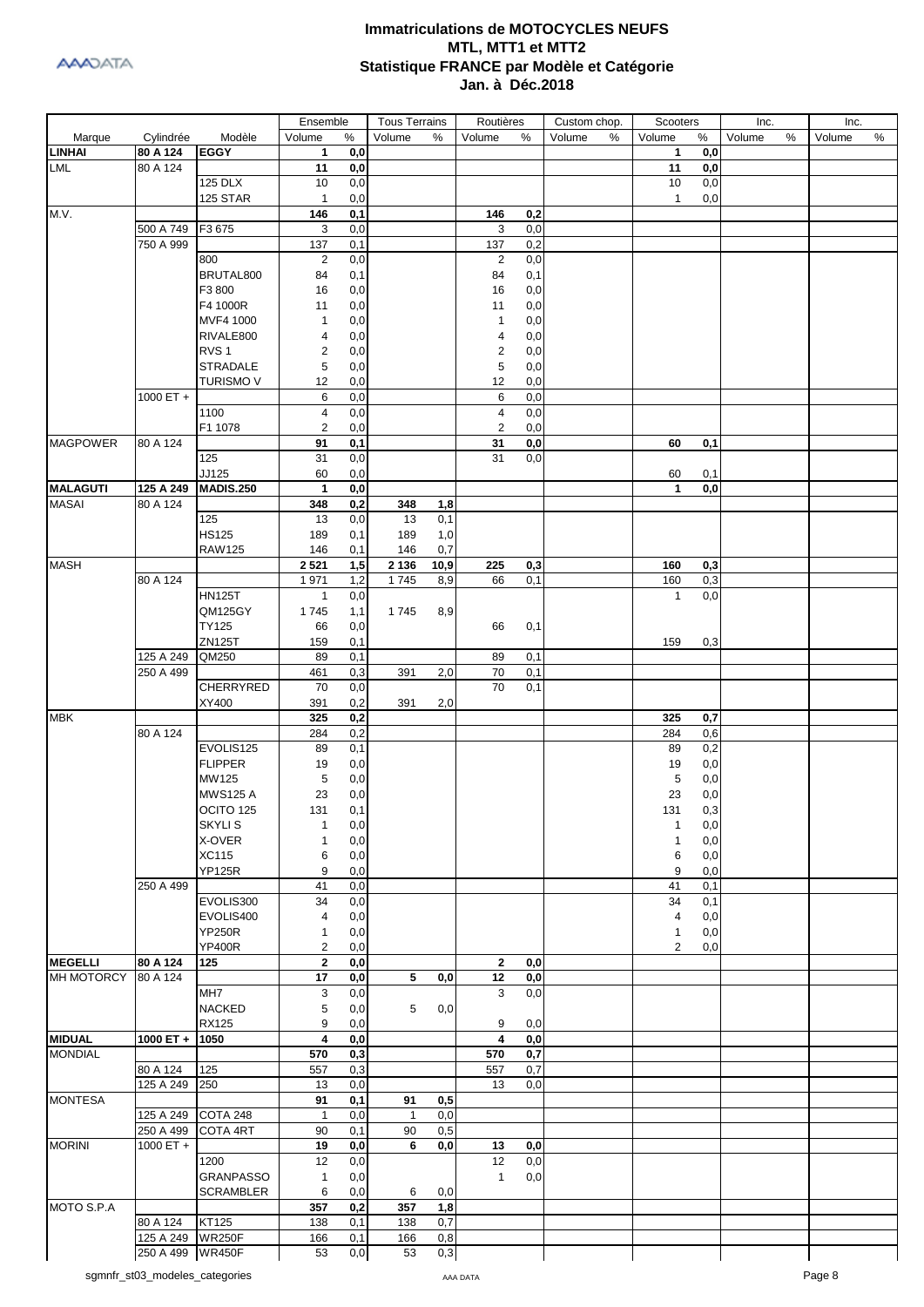# Immatriculations de MOTOCYCLES NEUFS
## MTL, MTT1 et MTT2
## Statistique FRANCE par Modèle et Catégorie
## Jan. à Déc.2018

| Marque | Cylindrée | Modèle | Ensemble Volume | Ensemble % | Tous Terrains Volume | Tous Terrains % | Routières Volume | Routières % | Custom chop. Volume | Custom chop. % | Scooters Volume | Scooters % | Inc. Volume | Inc. % | Inc. Volume | Inc. % |
|---|---|---|---|---|---|---|---|---|---|---|---|---|---|---|---|---|
| **LINHAI** | **80 A 124** | **EGGY** | **1** | **0,0** | | | | | | | **1** | **0,0** | | | | |
| LML | 80 A 124 | | 11 | 0,0 | | | | | | | 11 | 0,0 | | | | |
| | | 125 DLX | 10 | 0,0 | | | | | | | 10 | 0,0 | | | | |
| | | 125 STAR | 1 | 0,0 | | | | | | | 1 | 0,0 | | | | |
| M.V. | | | 146 | 0,1 | | | 146 | 0,2 | | | | | | | | |
| | 500 A 749 | F3 675 | 3 | 0,0 | | | 3 | 0,0 | | | | | | | | |
| | 750 A 999 | | 137 | 0,1 | | | 137 | 0,2 | | | | | | | | |
| | | 800 | 2 | 0,0 | | | 2 | 0,0 | | | | | | | | |
| | | BRUTAL800 | 84 | 0,1 | | | 84 | 0,1 | | | | | | | | |
| | | F3 800 | 16 | 0,0 | | | 16 | 0,0 | | | | | | | | |
| | | F4 1000R | 11 | 0,0 | | | 11 | 0,0 | | | | | | | | |
| | | MVF4 1000 | 1 | 0,0 | | | 1 | 0,0 | | | | | | | | |
| | | RIVALE800 | 4 | 0,0 | | | 4 | 0,0 | | | | | | | | |
| | | RVS 1 | 2 | 0,0 | | | 2 | 0,0 | | | | | | | | |
| | | STRADALE | 5 | 0,0 | | | 5 | 0,0 | | | | | | | | |
| | | TURISMO V | 12 | 0,0 | | | 12 | 0,0 | | | | | | | | |
| | 1000 ET + | | 6 | 0,0 | | | 6 | 0,0 | | | | | | | | |
| | | 1100 | 4 | 0,0 | | | 4 | 0,0 | | | | | | | | |
| | | F1 1078 | 2 | 0,0 | | | 2 | 0,0 | | | | | | | | |
| MAGPOWER | 80 A 124 | | 91 | 0,1 | | | 31 | 0,0 | | | 60 | 0,1 | | | | |
| | | 125 | 31 | 0,0 | | | 31 | 0,0 | | | | | | | | |
| | | JJ125 | 60 | 0,0 | | | | | | | 60 | 0,1 | | | | |
| **MALAGUTI** | **125 A 249** | **MADIS.250** | **1** | **0,0** | | | | | | | **1** | **0,0** | | | | |
| MASAI | 80 A 124 | | 348 | 0,2 | 348 | 1,8 | | | | | | | | | | |
| | | 125 | 13 | 0,0 | 13 | 0,1 | | | | | | | | | | |
| | | HS125 | 189 | 0,1 | 189 | 1,0 | | | | | | | | | | |
| | | RAW125 | 146 | 0,1 | 146 | 0,7 | | | | | | | | | | |
| MASH | | | 2 521 | 1,5 | 2 136 | 10,9 | 225 | 0,3 | | | 160 | 0,3 | | | | |
| | 80 A 124 | | 1 971 | 1,2 | 1 745 | 8,9 | 66 | 0,1 | | | 160 | 0,3 | | | | |
| | | HN125T | 1 | 0,0 | | | | | | | 1 | 0,0 | | | | |
| | | QM125GY | 1 745 | 1,1 | 1 745 | 8,9 | | | | | | | | | | |
| | | TY125 | 66 | 0,0 | | | 66 | 0,1 | | | | | | | | |
| | | ZN125T | 159 | 0,1 | | | | | | | 159 | 0,3 | | | | |
| | 125 A 249 | QM250 | 89 | 0,1 | | | 89 | 0,1 | | | | | | | | |
| | 250 A 499 | | 461 | 0,3 | 391 | 2,0 | 70 | 0,1 | | | | | | | | |
| | | CHERRYRED | 70 | 0,0 | | | 70 | 0,1 | | | | | | | | |
| | | XY400 | 391 | 0,2 | 391 | 2,0 | | | | | | | | | | |
| MBK | | | 325 | 0,2 | | | | | | | 325 | 0,7 | | | | |
| | 80 A 124 | | 284 | 0,2 | | | | | | | 284 | 0,6 | | | | |
| | | EVOLIS125 | 89 | 0,1 | | | | | | | 89 | 0,2 | | | | |
| | | FLIPPER | 19 | 0,0 | | | | | | | 19 | 0,0 | | | | |
| | | MW125 | 5 | 0,0 | | | | | | | 5 | 0,0 | | | | |
| | | MWS125 A | 23 | 0,0 | | | | | | | 23 | 0,0 | | | | |
| | | OCITO 125 | 131 | 0,1 | | | | | | | 131 | 0,3 | | | | |
| | | SKYLI S | 1 | 0,0 | | | | | | | 1 | 0,0 | | | | |
| | | X-OVER | 1 | 0,0 | | | | | | | 1 | 0,0 | | | | |
| | | XC115 | 6 | 0,0 | | | | | | | 6 | 0,0 | | | | |
| | | YP125R | 9 | 0,0 | | | | | | | 9 | 0,0 | | | | |
| | 250 A 499 | | 41 | 0,0 | | | | | | | 41 | 0,1 | | | | |
| | | EVOLIS300 | 34 | 0,0 | | | | | | | 34 | 0,1 | | | | |
| | | EVOLIS400 | 4 | 0,0 | | | | | | | 4 | 0,0 | | | | |
| | | YP250R | 1 | 0,0 | | | | | | | 1 | 0,0 | | | | |
| | | YP400R | 2 | 0,0 | | | | | | | 2 | 0,0 | | | | |
| **MEGELLI** | **80 A 124** | **125** | **2** | **0,0** | | | **2** | **0,0** | | | | | | | | |
| MH MOTORCY | 80 A 124 | | 17 | 0,0 | 5 | 0,0 | 12 | 0,0 | | | | | | | | |
| | | MH7 | 3 | 0,0 | | | 3 | 0,0 | | | | | | | | |
| | | NACKED | 5 | 0,0 | 5 | 0,0 | | | | | | | | | | |
| | | RX125 | 9 | 0,0 | | | 9 | 0,0 | | | | | | | | |
| **MIDUAL** | **1000 ET +** | **1050** | **4** | **0,0** | | | **4** | **0,0** | | | | | | | | |
| MONDIAL | | | 570 | 0,3 | | | 570 | 0,7 | | | | | | | | |
| | 80 A 124 | 125 | 557 | 0,3 | | | 557 | 0,7 | | | | | | | | |
| | 125 A 249 | 250 | 13 | 0,0 | | | 13 | 0,0 | | | | | | | | |
| MONTESA | | | 91 | 0,1 | 91 | 0,5 | | | | | | | | | | |
| | 125 A 249 | COTA 248 | 1 | 0,0 | 1 | 0,0 | | | | | | | | | | |
| | 250 A 499 | COTA 4RT | 90 | 0,1 | 90 | 0,5 | | | | | | | | | | |
| MORINI | 1000 ET + | | 19 | 0,0 | 6 | 0,0 | 13 | 0,0 | | | | | | | | |
| | | 1200 | 12 | 0,0 | | | 12 | 0,0 | | | | | | | | |
| | | GRANPASSO | 1 | 0,0 | | | 1 | 0,0 | | | | | | | | |
| | | SCRAMBLER | 6 | 0,0 | 6 | 0,0 | | | | | | | | | | |
| MOTO S.P.A | | | 357 | 0,2 | 357 | 1,8 | | | | | | | | | | |
| | 80 A 124 | KT125 | 138 | 0,1 | 138 | 0,7 | | | | | | | | | | |
| | 125 A 249 | WR250F | 166 | 0,1 | 166 | 0,8 | | | | | | | | | | |
| | 250 A 499 | WR450F | 53 | 0,0 | 53 | 0,3 | | | | | | | | | | |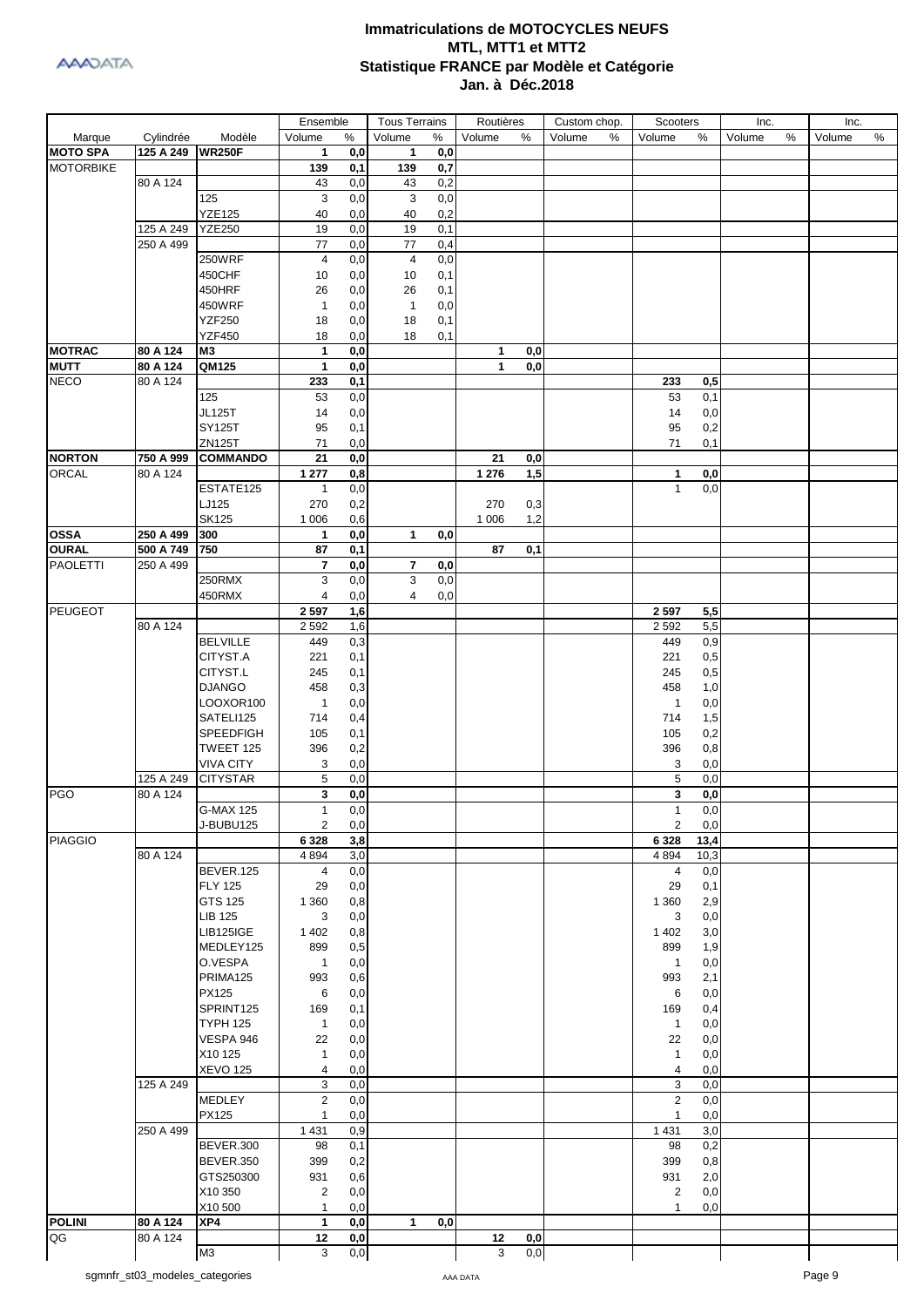# Immatriculations de MOTOCYCLES NEUFS
## MTL, MTT1 et MTT2
## Statistique FRANCE par Modèle et Catégorie
## Jan. à Déc.2018

| | | | Ensemble | | Tous Terrains | | Routières | | Custom chop. | | Scooters | | Inc. | | Inc. | |
|---|---|---|---|---|---|---|---|---|---|---|---|---|---|---|---|---|
| Marque | Cylindrée | Modèle | Volume | % | Volume | % | Volume | % | Volume | % | Volume | % | Volume | % | Volume | % |
| **MOTO SPA** | **125 A 249** | **WR250F** | **1** | **0,0** | **1** | **0,0** | | | | | | | | | | |
| MOTORBIKE | | | **139** | **0,1** | **139** | **0,7** | | | | | | | | | | |
| | 80 A 124 | | 43 | 0,0 | 43 | 0,2 | | | | | | | | | | |
| | | 125 | 3 | 0,0 | 3 | 0,0 | | | | | | | | | | |
| | | YZE125 | 40 | 0,0 | 40 | 0,2 | | | | | | | | | | |
| | 125 A 249 | YZE250 | 19 | 0,0 | 19 | 0,1 | | | | | | | | | | |
| | 250 A 499 | | 77 | 0,0 | 77 | 0,4 | | | | | | | | | | |
| | | 250WRF | 4 | 0,0 | 4 | 0,0 | | | | | | | | | | |
| | | 450CHF | 10 | 0,0 | 10 | 0,1 | | | | | | | | | | |
| | | 450HRF | 26 | 0,0 | 26 | 0,1 | | | | | | | | | | |
| | | 450WRF | 1 | 0,0 | 1 | 0,0 | | | | | | | | | | |
| | | YZF250 | 18 | 0,0 | 18 | 0,1 | | | | | | | | | | |
| | | YZF450 | 18 | 0,0 | 18 | 0,1 | | | | | | | | | | |
| **MOTRAC** | **80 A 124** | **M3** | **1** | **0,0** | | | **1** | **0,0** | | | | | | | | |
| **MUTT** | **80 A 124** | **QM125** | **1** | **0,0** | | | **1** | **0,0** | | | | | | | | |
| NECO | 80 A 124 | | **233** | **0,1** | | | | | | | **233** | **0,5** | | | | |
| | | 125 | 53 | 0,0 | | | | | | | 53 | 0,1 | | | | |
| | | JL125T | 14 | 0,0 | | | | | | | 14 | 0,0 | | | | |
| | | SY125T | 95 | 0,1 | | | | | | | 95 | 0,2 | | | | |
| | | ZN125T | 71 | 0,0 | | | | | | | 71 | 0,1 | | | | |
| **NORTON** | **750 A 999** | **COMMANDO** | **21** | **0,0** | | | **21** | **0,0** | | | | | | | | |
| ORCAL | 80 A 124 | | **1 277** | **0,8** | | | **1 276** | **1,5** | | | **1** | **0,0** | | | | |
| | | ESTATE125 | 1 | 0,0 | | | | | | | 1 | 0,0 | | | | |
| | | LJ125 | 270 | 0,2 | | | 270 | 0,3 | | | | | | | | |
| | | SK125 | 1 006 | 0,6 | | | 1 006 | 1,2 | | | | | | | | |
| **OSSA** | **250 A 499** | **300** | **1** | **0,0** | **1** | **0,0** | | | | | | | | | | |
| **OURAL** | **500 A 749** | **750** | **87** | **0,1** | | | **87** | **0,1** | | | | | | | | |
| PAOLETTI | 250 A 499 | | **7** | **0,0** | **7** | **0,0** | | | | | | | | | | |
| | | 250RMX | 3 | 0,0 | 3 | 0,0 | | | | | | | | | | |
| | | 450RMX | 4 | 0,0 | 4 | 0,0 | | | | | | | | | | |
| PEUGEOT | | | **2 597** | **1,6** | | | | | | | **2 597** | **5,5** | | | | |
| | 80 A 124 | | 2 592 | 1,6 | | | | | | | 2 592 | 5,5 | | | | |
| | | BELVILLE | 449 | 0,3 | | | | | | | 449 | 0,9 | | | | |
| | | CITYST.A | 221 | 0,1 | | | | | | | 221 | 0,5 | | | | |
| | | CITYST.L | 245 | 0,1 | | | | | | | 245 | 0,5 | | | | |
| | | DJANGO | 458 | 0,3 | | | | | | | 458 | 1,0 | | | | |
| | | LOOXOR100 | 1 | 0,0 | | | | | | | 1 | 0,0 | | | | |
| | | SATELI125 | 714 | 0,4 | | | | | | | 714 | 1,5 | | | | |
| | | SPEEDFIGH | 105 | 0,1 | | | | | | | 105 | 0,2 | | | | |
| | | TWEET 125 | 396 | 0,2 | | | | | | | 396 | 0,8 | | | | |
| | | VIVA CITY | 3 | 0,0 | | | | | | | 3 | 0,0 | | | | |
| | 125 A 249 | CITYSTAR | 5 | 0,0 | | | | | | | 5 | 0,0 | | | | |
| PGO | 80 A 124 | | **3** | **0,0** | | | | | | | **3** | **0,0** | | | | |
| | | G-MAX 125 | 1 | 0,0 | | | | | | | 1 | 0,0 | | | | |
| | | J-BUBU125 | 2 | 0,0 | | | | | | | 2 | 0,0 | | | | |
| PIAGGIO | | | **6 328** | **3,8** | | | | | | | **6 328** | **13,4** | | | | |
| | 80 A 124 | | 4 894 | 3,0 | | | | | | | 4 894 | 10,3 | | | | |
| | | BEVER.125 | 4 | 0,0 | | | | | | | 4 | 0,0 | | | | |
| | | FLY 125 | 29 | 0,0 | | | | | | | 29 | 0,1 | | | | |
| | | GTS 125 | 1 360 | 0,8 | | | | | | | 1 360 | 2,9 | | | | |
| | | LIB 125 | 3 | 0,0 | | | | | | | 3 | 0,0 | | | | |
| | | LIB125IGE | 1 402 | 0,8 | | | | | | | 1 402 | 3,0 | | | | |
| | | MEDLEY125 | 899 | 0,5 | | | | | | | 899 | 1,9 | | | | |
| | | O.VESPA | 1 | 0,0 | | | | | | | 1 | 0,0 | | | | |
| | | PRIMA125 | 993 | 0,6 | | | | | | | 993 | 2,1 | | | | |
| | | PX125 | 6 | 0,0 | | | | | | | 6 | 0,0 | | | | |
| | | SPRINT125 | 169 | 0,1 | | | | | | | 169 | 0,4 | | | | |
| | | TYPH 125 | 1 | 0,0 | | | | | | | 1 | 0,0 | | | | |
| | | VESPA 946 | 22 | 0,0 | | | | | | | 22 | 0,0 | | | | |
| | | X10 125 | 1 | 0,0 | | | | | | | 1 | 0,0 | | | | |
| | | XEVO 125 | 4 | 0,0 | | | | | | | 4 | 0,0 | | | | |
| | 125 A 249 | | 3 | 0,0 | | | | | | | 3 | 0,0 | | | | |
| | | MEDLEY | 2 | 0,0 | | | | | | | 2 | 0,0 | | | | |
| | | PX125 | 1 | 0,0 | | | | | | | 1 | 0,0 | | | | |
| | 250 A 499 | | 1 431 | 0,9 | | | | | | | 1 431 | 3,0 | | | | |
| | | BEVER.300 | 98 | 0,1 | | | | | | | 98 | 0,2 | | | | |
| | | BEVER.350 | 399 | 0,2 | | | | | | | 399 | 0,8 | | | | |
| | | GTS250300 | 931 | 0,6 | | | | | | | 931 | 2,0 | | | | |
| | | X10 350 | 2 | 0,0 | | | | | | | 2 | 0,0 | | | | |
| | | X10 500 | 1 | 0,0 | | | | | | | 1 | 0,0 | | | | |
| **POLINI** | **80 A 124** | **XP4** | **1** | **0,0** | **1** | **0,0** | | | | | | | | | | |
| QG | 80 A 124 | | **12** | **0,0** | | | **12** | **0,0** | | | | | | | | |
| | | M3 | 3 | 0,0 | | | 3 | 0,0 | | | | | | | | |

sgmnfr_st03_modeles_categories — AAA DATA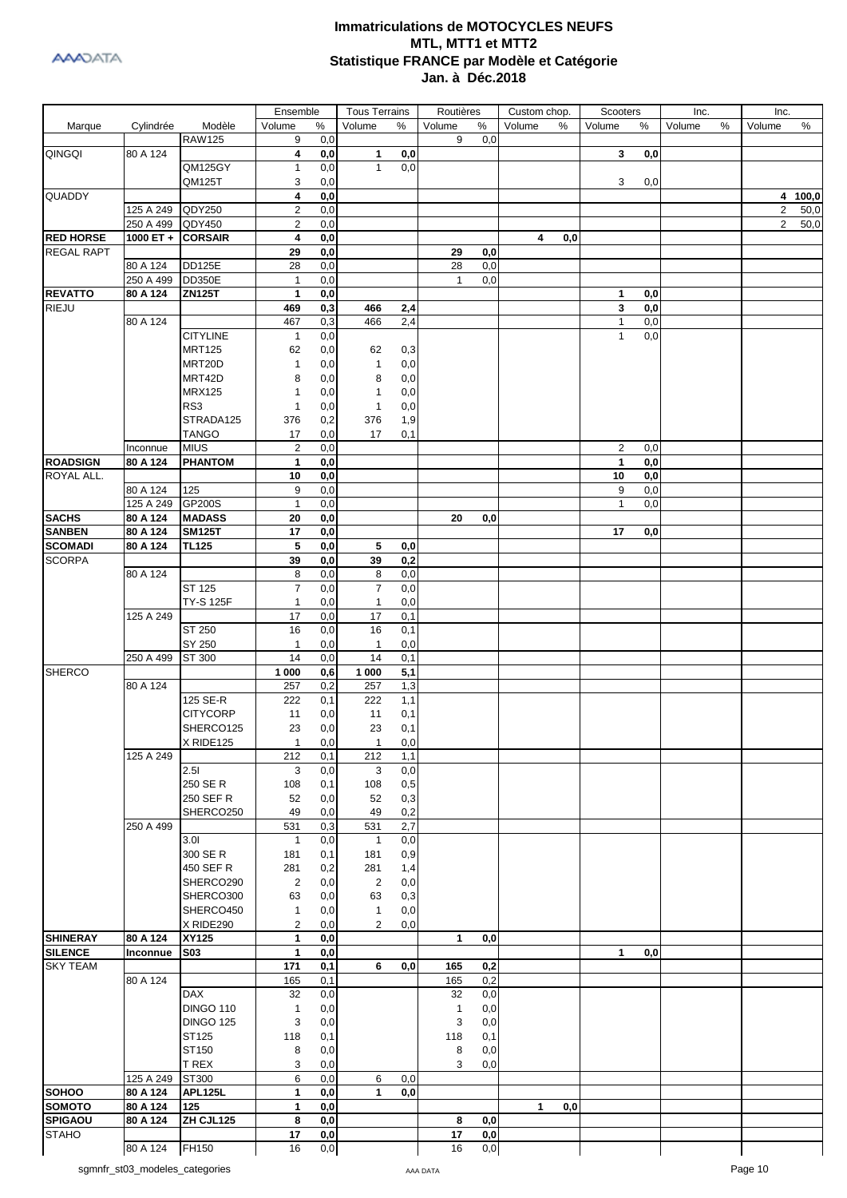# Immatriculations de MOTOCYCLES NEUFS
## MTL, MTT1 et MTT2
## Statistique FRANCE par Modèle et Catégorie
## Jan. à Déc.2018

| Marque | Cylindrée | Modèle | Ensemble | | Tous Terrains | | Routières | | Custom chop. | | Scooters | | Inc. | | Inc. | |
|---|---|---|---|---|---|---|---|---|---|---|---|---|---|---|---|---|
| | | | Volume | % | Volume | % | Volume | % | Volume | % | Volume | % | Volume | % | Volume | % |
| | | RAW125 | 9 | 0,0 | | | 9 | 0,0 | | | | | | | | |
| QINGQI | 80 A 124 | | **4** | **0,0** | **1** | **0,0** | | | | | **3** | **0,0** | | | | |
| | | QM125GY | 1 | 0,0 | 1 | 0,0 | | | | | | | | | | |
| | | QM125T | 3 | 0,0 | | | | | | | 3 | 0,0 | | | | |
| QUADDY | | | **4** | **0,0** | | | | | | | | | | | **4** | **100,0** |
| | 125 A 249 | QDY250 | 2 | 0,0 | | | | | | | | | | | 2 | 50,0 |
| | 250 A 499 | QDY450 | 2 | 0,0 | | | | | | | | | | | 2 | 50,0 |
| **RED HORSE** | **1000 ET +** | **CORSAIR** | **4** | **0,0** | | | | | **4** | **0,0** | | | | | | |
| REGAL RAPT | | | **29** | **0,0** | | | **29** | **0,0** | | | | | | | | |
| | 80 A 124 | DD125E | 28 | 0,0 | | | 28 | 0,0 | | | | | | | | |
| | 250 A 499 | DD350E | 1 | 0,0 | | | 1 | 0,0 | | | | | | | | |
| **REVATTO** | **80 A 124** | **ZN125T** | **1** | **0,0** | | | | | | | **1** | **0,0** | | | | |
| RIEJU | | | **469** | **0,3** | **466** | **2,4** | | | | | **3** | **0,0** | | | | |
| | 80 A 124 | | 467 | 0,3 | 466 | 2,4 | | | | | 1 | 0,0 | | | | |
| | | CITYLINE | 1 | 0,0 | | | | | | | 1 | 0,0 | | | | |
| | | MRT125 | 62 | 0,0 | 62 | 0,3 | | | | | | | | | | |
| | | MRT20D | 1 | 0,0 | 1 | 0,0 | | | | | | | | | | |
| | | MRT42D | 8 | 0,0 | 8 | 0,0 | | | | | | | | | | |
| | | MRX125 | 1 | 0,0 | 1 | 0,0 | | | | | | | | | | |
| | | RS3 | 1 | 0,0 | 1 | 0,0 | | | | | | | | | | |
| | | STRADA125 | 376 | 0,2 | 376 | 1,9 | | | | | | | | | | |
| | | TANGO | 17 | 0,0 | 17 | 0,1 | | | | | | | | | | |
| | Inconnue | MIUS | 2 | 0,0 | | | | | | | 2 | 0,0 | | | | |
| **ROADSIGN** | **80 A 124** | **PHANTOM** | **1** | **0,0** | | | | | | | **1** | **0,0** | | | | |
| ROYAL ALL. | | | **10** | **0,0** | | | | | | | **10** | **0,0** | | | | |
| | 80 A 124 | 125 | 9 | 0,0 | | | | | | | 9 | 0,0 | | | | |
| | 125 A 249 | GP200S | 1 | 0,0 | | | | | | | 1 | 0,0 | | | | |
| **SACHS** | **80 A 124** | **MADASS** | **20** | **0,0** | | | **20** | **0,0** | | | | | | | | |
| **SANBEN** | **80 A 124** | **SM125T** | **17** | **0,0** | | | | | | | **17** | **0,0** | | | | |
| **SCOMADI** | **80 A 124** | **TL125** | **5** | **0,0** | **5** | **0,0** | | | | | | | | | | |
| SCORPA | | | **39** | **0,0** | **39** | **0,2** | | | | | | | | | | |
| | 80 A 124 | | 8 | 0,0 | 8 | 0,0 | | | | | | | | | | |
| | | ST 125 | 7 | 0,0 | 7 | 0,0 | | | | | | | | | | |
| | | TY-S 125F | 1 | 0,0 | 1 | 0,0 | | | | | | | | | | |
| | 125 A 249 | | 17 | 0,0 | 17 | 0,1 | | | | | | | | | | |
| | | ST 250 | 16 | 0,0 | 16 | 0,1 | | | | | | | | | | |
| | | SY 250 | 1 | 0,0 | 1 | 0,0 | | | | | | | | | | |
| | 250 A 499 | ST 300 | 14 | 0,0 | 14 | 0,1 | | | | | | | | | | |
| SHERCO | | | **1 000** | **0,6** | **1 000** | **5,1** | | | | | | | | | | |
| | 80 A 124 | | 257 | 0,2 | 257 | 1,3 | | | | | | | | | | |
| | | 125 SE-R | 222 | 0,1 | 222 | 1,1 | | | | | | | | | | |
| | | CITYCORP | 11 | 0,0 | 11 | 0,1 | | | | | | | | | | |
| | | SHERCO125 | 23 | 0,0 | 23 | 0,1 | | | | | | | | | | |
| | | X RIDE125 | 1 | 0,0 | 1 | 0,0 | | | | | | | | | | |
| | 125 A 249 | | 212 | 0,1 | 212 | 1,1 | | | | | | | | | | |
| | | 2.5I | 3 | 0,0 | 3 | 0,0 | | | | | | | | | | |
| | | 250 SE R | 108 | 0,1 | 108 | 0,5 | | | | | | | | | | |
| | | 250 SEF R | 52 | 0,0 | 52 | 0,3 | | | | | | | | | | |
| | | SHERCO250 | 49 | 0,0 | 49 | 0,2 | | | | | | | | | | |
| | 250 A 499 | | 531 | 0,3 | 531 | 2,7 | | | | | | | | | | |
| | | 3.0I | 1 | 0,0 | 1 | 0,0 | | | | | | | | | | |
| | | 300 SE R | 181 | 0,1 | 181 | 0,9 | | | | | | | | | | |
| | | 450 SEF R | 281 | 0,2 | 281 | 1,4 | | | | | | | | | | |
| | | SHERCO290 | 2 | 0,0 | 2 | 0,0 | | | | | | | | | | |
| | | SHERCO300 | 63 | 0,0 | 63 | 0,3 | | | | | | | | | | |
| | | SHERCO450 | 1 | 0,0 | 1 | 0,0 | | | | | | | | | | |
| | | X RIDE290 | 2 | 0,0 | 2 | 0,0 | | | | | | | | | | |
| **SHINERAY** | **80 A 124** | **XY125** | **1** | **0,0** | | | **1** | **0,0** | | | | | | | | |
| **SILENCE** | **Inconnue** | **S03** | **1** | **0,0** | | | | | | | **1** | **0,0** | | | | |
| SKY TEAM | | | **171** | **0,1** | **6** | **0,0** | **165** | **0,2** | | | | | | | | |
| | 80 A 124 | | 165 | 0,1 | | | 165 | 0,2 | | | | | | | | |
| | | DAX | 32 | 0,0 | | | 32 | 0,0 | | | | | | | | |
| | | DINGO 110 | 1 | 0,0 | | | 1 | 0,0 | | | | | | | | |
| | | DINGO 125 | 3 | 0,0 | | | 3 | 0,0 | | | | | | | | |
| | | ST125 | 118 | 0,1 | | | 118 | 0,1 | | | | | | | | |
| | | ST150 | 8 | 0,0 | | | 8 | 0,0 | | | | | | | | |
| | | T REX | 3 | 0,0 | | | 3 | 0,0 | | | | | | | | |
| | 125 A 249 | ST300 | 6 | 0,0 | 6 | 0,0 | | | | | | | | | | |
| **SOHOO** | **80 A 124** | **APL125L** | **1** | **0,0** | **1** | **0,0** | | | | | | | | | | |
| **SOMOTO** | **80 A 124** | **125** | **1** | **0,0** | | | | | **1** | **0,0** | | | | | | |
| **SPIGAOU** | **80 A 124** | **ZH CJL125** | **8** | **0,0** | | | **8** | **0,0** | | | | | | | | |
| STAHO | | | **17** | **0,0** | | | **17** | **0,0** | | | | | | | | |
| | 80 A 124 | FH150 | 16 | 0,0 | | | 16 | 0,0 | | | | | | | | |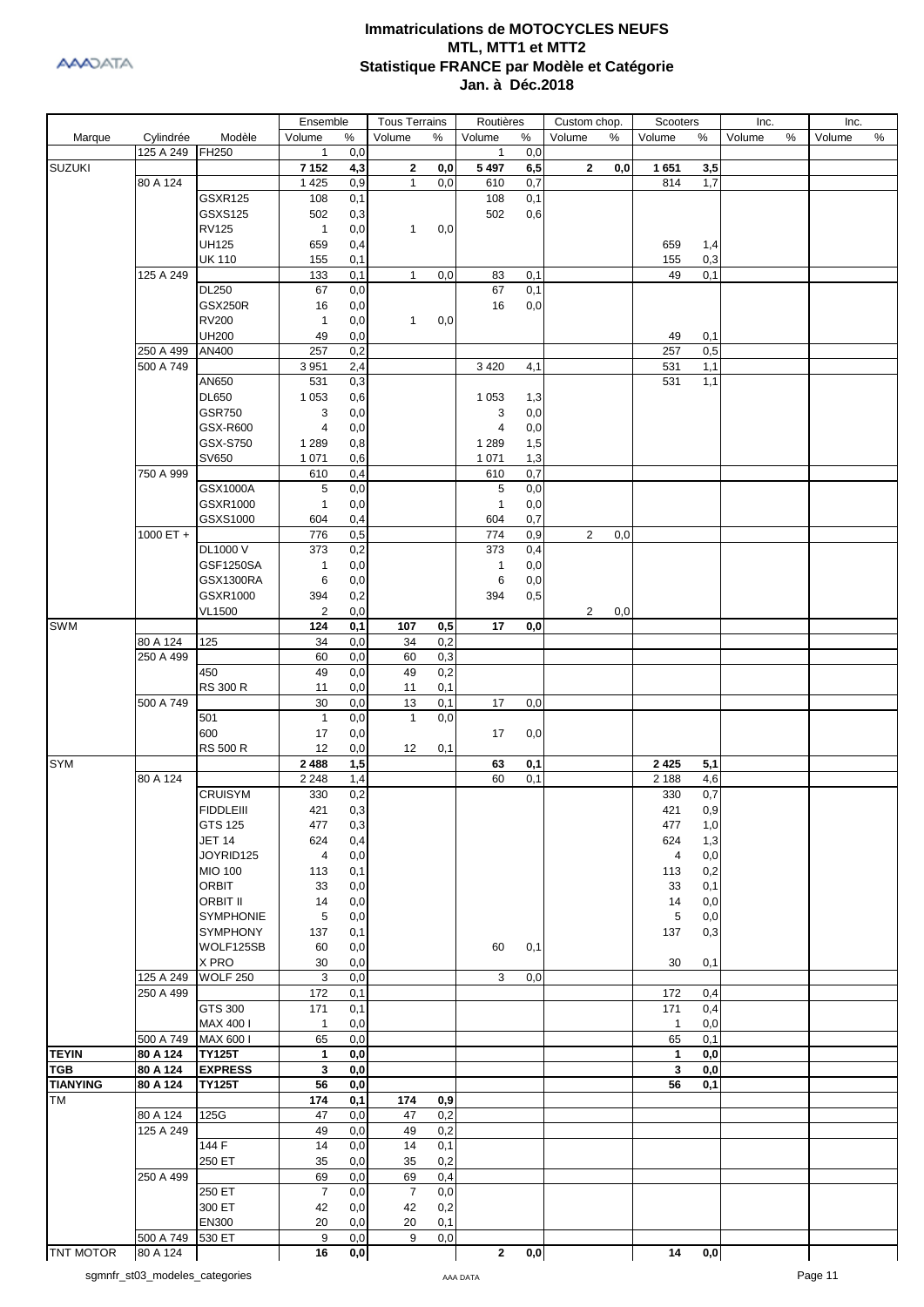# Immatriculations de MOTOCYCLES NEUFS
## MTL, MTT1 et MTT2
## Statistique FRANCE par Modèle et Catégorie
## Jan. à Déc.2018

| Marque | Cylindrée | Modèle | Ensemble | | Tous Terrains | | Routières | | Custom chop. | | Scooters | | Inc. | | Inc. | |
|---|---|---|---|---|---|---|---|---|---|---|---|---|---|---|---|---|
| | | | Volume | % | Volume | % | Volume | % | Volume | % | Volume | % | Volume | % | Volume | % |
| | 125 A 249 | FH250 | 1 | 0,0 | | | 1 | 0,0 | | | | | | | | |
| SUZUKI | | | **7 152** | **4,3** | **2** | **0,0** | **5 497** | **6,5** | **2** | **0,0** | **1 651** | **3,5** | | | | |
| | 80 A 124 | | 1 425 | 0,9 | 1 | 0,0 | 610 | 0,7 | | | 814 | 1,7 | | | | |
| | | GSXR125 | 108 | 0,1 | | | 108 | 0,1 | | | | | | | | |
| | | GSXS125 | 502 | 0,3 | | | 502 | 0,6 | | | | | | | | |
| | | RV125 | 1 | 0,0 | 1 | 0,0 | | | | | | | | | | |
| | | UH125 | 659 | 0,4 | | | | | | | 659 | 1,4 | | | | |
| | | UK 110 | 155 | 0,1 | | | | | | | 155 | 0,3 | | | | |
| | 125 A 249 | | 133 | 0,1 | 1 | 0,0 | 83 | 0,1 | | | 49 | 0,1 | | | | |
| | | DL250 | 67 | 0,0 | | | 67 | 0,1 | | | | | | | | |
| | | GSX250R | 16 | 0,0 | | | 16 | 0,0 | | | | | | | | |
| | | RV200 | 1 | 0,0 | 1 | 0,0 | | | | | | | | | | |
| | | UH200 | 49 | 0,0 | | | | | | | 49 | 0,1 | | | | |
| | 250 A 499 | AN400 | 257 | 0,2 | | | | | | | 257 | 0,5 | | | | |
| | 500 A 749 | | 3 951 | 2,4 | | | 3 420 | 4,1 | | | 531 | 1,1 | | | | |
| | | AN650 | 531 | 0,3 | | | | | | | 531 | 1,1 | | | | |
| | | DL650 | 1 053 | 0,6 | | | 1 053 | 1,3 | | | | | | | | |
| | | GSR750 | 3 | 0,0 | | | 3 | 0,0 | | | | | | | | |
| | | GSX-R600 | 4 | 0,0 | | | 4 | 0,0 | | | | | | | | |
| | | GSX-S750 | 1 289 | 0,8 | | | 1 289 | 1,5 | | | | | | | | |
| | | SV650 | 1 071 | 0,6 | | | 1 071 | 1,3 | | | | | | | | |
| | 750 A 999 | | 610 | 0,4 | | | 610 | 0,7 | | | | | | | | |
| | | GSX1000A | 5 | 0,0 | | | 5 | 0,0 | | | | | | | | |
| | | GSXR1000 | 1 | 0,0 | | | 1 | 0,0 | | | | | | | | |
| | | GSXS1000 | 604 | 0,4 | | | 604 | 0,7 | | | | | | | | |
| | 1000 ET + | | 776 | 0,5 | | | 774 | 0,9 | 2 | 0,0 | | | | | | |
| | | DL1000 V | 373 | 0,2 | | | 373 | 0,4 | | | | | | | | |
| | | GSF1250SA | 1 | 0,0 | | | 1 | 0,0 | | | | | | | | |
| | | GSX1300RA | 6 | 0,0 | | | 6 | 0,0 | | | | | | | | |
| | | GSXR1000 | 394 | 0,2 | | | 394 | 0,5 | | | | | | | | |
| | | VL1500 | 2 | 0,0 | | | | | 2 | 0,0 | | | | | | |
| SWM | | | **124** | **0,1** | **107** | **0,5** | **17** | **0,0** | | | | | | | | |
| | 80 A 124 | 125 | 34 | 0,0 | 34 | 0,2 | | | | | | | | | | |
| | 250 A 499 | | 60 | 0,0 | 60 | 0,3 | | | | | | | | | | |
| | | 450 | 49 | 0,0 | 49 | 0,2 | | | | | | | | | | |
| | | RS 300 R | 11 | 0,0 | 11 | 0,1 | | | | | | | | | | |
| | 500 A 749 | | 30 | 0,0 | 13 | 0,1 | 17 | 0,0 | | | | | | | | |
| | | 501 | 1 | 0,0 | 1 | 0,0 | | | | | | | | | | |
| | | 600 | 17 | 0,0 | | | 17 | 0,0 | | | | | | | | |
| | | RS 500 R | 12 | 0,0 | 12 | 0,1 | | | | | | | | | | |
| SYM | | | **2 488** | **1,5** | | | **63** | **0,1** | | | **2 425** | **5,1** | | | | |
| | 80 A 124 | | 2 248 | 1,4 | | | 60 | 0,1 | | | 2 188 | 4,6 | | | | |
| | | CRUISYM | 330 | 0,2 | | | | | | | 330 | 0,7 | | | | |
| | | FIDDLEIII | 421 | 0,3 | | | | | | | 421 | 0,9 | | | | |
| | | GTS 125 | 477 | 0,3 | | | | | | | 477 | 1,0 | | | | |
| | | JET 14 | 624 | 0,4 | | | | | | | 624 | 1,3 | | | | |
| | | JOYRID125 | 4 | 0,0 | | | | | | | 4 | 0,0 | | | | |
| | | MIO 100 | 113 | 0,1 | | | | | | | 113 | 0,2 | | | | |
| | | ORBIT | 33 | 0,0 | | | | | | | 33 | 0,1 | | | | |
| | | ORBIT II | 14 | 0,0 | | | | | | | 14 | 0,0 | | | | |
| | | SYMPHONIE | 5 | 0,0 | | | | | | | 5 | 0,0 | | | | |
| | | SYMPHONY | 137 | 0,1 | | | | | | | 137 | 0,3 | | | | |
| | | WOLF125SB | 60 | 0,0 | | | 60 | 0,1 | | | | | | | | |
| | | X PRO | 30 | 0,0 | | | | | | | 30 | 0,1 | | | | |
| | 125 A 249 | WOLF 250 | 3 | 0,0 | | | 3 | 0,0 | | | | | | | | |
| | 250 A 499 | | 172 | 0,1 | | | | | | | 172 | 0,4 | | | | |
| | | GTS 300 | 171 | 0,1 | | | | | | | 171 | 0,4 | | | | |
| | | MAX 400 I | 1 | 0,0 | | | | | | | 1 | 0,0 | | | | |
| | 500 A 749 | MAX 600 I | 65 | 0,0 | | | | | | | 65 | 0,1 | | | | |
| **TEYIN** | **80 A 124** | **TY125T** | **1** | **0,0** | | | | | | | **1** | **0,0** | | | | |
| **TGB** | **80 A 124** | **EXPRESS** | **3** | **0,0** | | | | | | | **3** | **0,0** | | | | |
| **TIANYING** | **80 A 124** | **TY125T** | **56** | **0,0** | | | | | | | **56** | **0,1** | | | | |
| TM | | | **174** | **0,1** | **174** | **0,9** | | | | | | | | | | |
| | 80 A 124 | 125G | 47 | 0,0 | 47 | 0,2 | | | | | | | | | | |
| | 125 A 249 | | 49 | 0,0 | 49 | 0,2 | | | | | | | | | | |
| | | 144 F | 14 | 0,0 | 14 | 0,1 | | | | | | | | | | |
| | | 250 ET | 35 | 0,0 | 35 | 0,2 | | | | | | | | | | |
| | 250 A 499 | | 69 | 0,0 | 69 | 0,4 | | | | | | | | | | |
| | | 250 ET | 7 | 0,0 | 7 | 0,0 | | | | | | | | | | |
| | | 300 ET | 42 | 0,0 | 42 | 0,2 | | | | | | | | | | |
| | | EN300 | 20 | 0,0 | 20 | 0,1 | | | | | | | | | | |
| | 500 A 749 | 530 ET | 9 | 0,0 | 9 | 0,0 | | | | | | | | | | |
| TNT MOTOR | 80 A 124 | | **16** | **0,0** | | | **2** | **0,0** | | | **14** | **0,0** | | | | |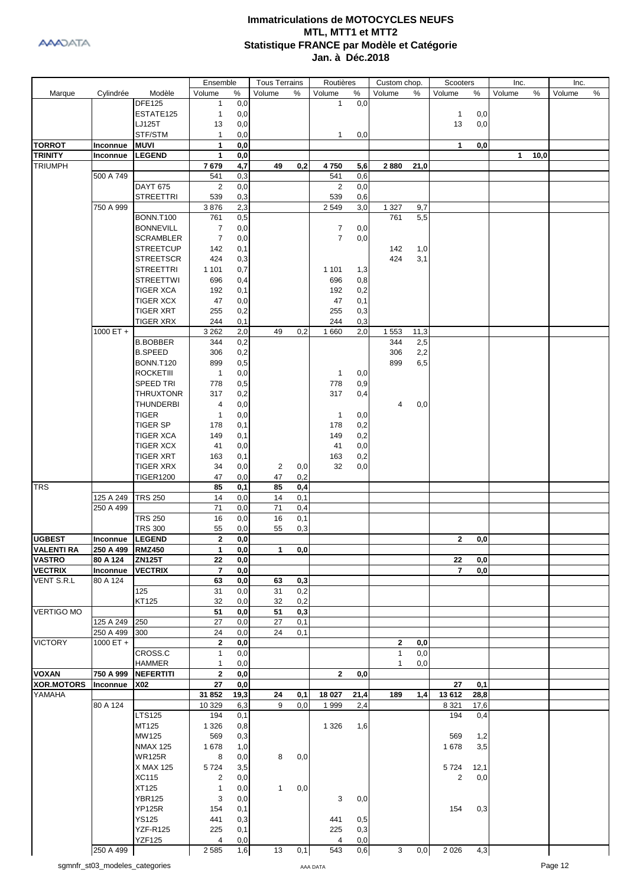# Immatriculations de MOTOCYCLES NEUFS
## MTL, MTT1 et MTT2
## Statistique FRANCE par Modèle et Catégorie
## Jan. à Déc.2018

| Marque | Cylindrée | Modèle | Ensemble | | Tous Terrains | | Routières | | Custom chop. | | Scooters | | Inc. | | Inc. | |
|---|---|---|---|---|---|---|---|---|---|---|---|---|---|---|---|---|
| | | | Volume | % | Volume | % | Volume | % | Volume | % | Volume | % | Volume | % | Volume | % |
| | | DFE125 | 1 | 0,0 | | | 1 | 0,0 | | | | | | | | |
| | | ESTATE125 | 1 | 0,0 | | | | | | | 1 | 0,0 | | | | |
| | | LJ125T | 13 | 0,0 | | | | | | | 13 | 0,0 | | | | |
| | | STF/STM | 1 | 0,0 | | | 1 | 0,0 | | | | | | | | |
| **TORROT** | **Inconnue** | **MUVI** | **1** | **0,0** | | | | | | | **1** | **0,0** | | | | |
| **TRINITY** | **Inconnue** | **LEGEND** | **1** | **0,0** | | | | | | | | | **1** | **10,0** | | |
| TRIUMPH | | | **7 679** | **4,7** | **49** | **0,2** | **4 750** | **5,6** | **2 880** | **21,0** | | | | | | |
| | 500 A 749 | | 541 | 0,3 | | | 541 | 0,6 | | | | | | | | |
| | | DAYT 675 | 2 | 0,0 | | | 2 | 0,0 | | | | | | | | |
| | | STREETTRI | 539 | 0,3 | | | 539 | 0,6 | | | | | | | | |
| | 750 A 999 | | 3 876 | 2,3 | | | 2 549 | 3,0 | 1 327 | 9,7 | | | | | | |
| | | BONN.T100 | 761 | 0,5 | | | | | 761 | 5,5 | | | | | | |
| | | BONNEVILL | 7 | 0,0 | | | 7 | 0,0 | | | | | | | | |
| | | SCRAMBLER | 7 | 0,0 | | | 7 | 0,0 | | | | | | | | |
| | | STREETCUP | 142 | 0,1 | | | | | 142 | 1,0 | | | | | | |
| | | STREETSCR | 424 | 0,3 | | | | | 424 | 3,1 | | | | | | |
| | | STREETTRI | 1 101 | 0,7 | | | 1 101 | 1,3 | | | | | | | | |
| | | STREETTWI | 696 | 0,4 | | | 696 | 0,8 | | | | | | | | |
| | | TIGER XCA | 192 | 0,1 | | | 192 | 0,2 | | | | | | | | |
| | | TIGER XCX | 47 | 0,0 | | | 47 | 0,1 | | | | | | | | |
| | | TIGER XRT | 255 | 0,2 | | | 255 | 0,3 | | | | | | | | |
| | | TIGER XRX | 244 | 0,1 | | | 244 | 0,3 | | | | | | | | |
| | 1000 ET + | | 3 262 | 2,0 | 49 | 0,2 | 1 660 | 2,0 | 1 553 | 11,3 | | | | | | |
| | | B.BOBBER | 344 | 0,2 | | | | | 344 | 2,5 | | | | | | |
| | | B.SPEED | 306 | 0,2 | | | | | 306 | 2,2 | | | | | | |
| | | BONN.T120 | 899 | 0,5 | | | | | 899 | 6,5 | | | | | | |
| | | ROCKETIII | 1 | 0,0 | | | 1 | 0,0 | | | | | | | | |
| | | SPEED TRI | 778 | 0,5 | | | 778 | 0,9 | | | | | | | | |
| | | THRUXTONR | 317 | 0,2 | | | 317 | 0,4 | | | | | | | | |
| | | THUNDERBI | 4 | 0,0 | | | | | 4 | 0,0 | | | | | | |
| | | TIGER | 1 | 0,0 | | | 1 | 0,0 | | | | | | | | |
| | | TIGER SP | 178 | 0,1 | | | 178 | 0,2 | | | | | | | | |
| | | TIGER XCA | 149 | 0,1 | | | 149 | 0,2 | | | | | | | | |
| | | TIGER XCX | 41 | 0,0 | | | 41 | 0,0 | | | | | | | | |
| | | TIGER XRT | 163 | 0,1 | | | 163 | 0,2 | | | | | | | | |
| | | TIGER XRX | 34 | 0,0 | 2 | 0,0 | 32 | 0,0 | | | | | | | | |
| | | TIGER1200 | 47 | 0,0 | 47 | 0,2 | | | | | | | | | | |
| TRS | | | **85** | **0,1** | **85** | **0,4** | | | | | | | | | | |
| | 125 A 249 | TRS 250 | 14 | 0,0 | 14 | 0,1 | | | | | | | | | | |
| | 250 A 499 | | 71 | 0,0 | 71 | 0,4 | | | | | | | | | | |
| | | TRS 250 | 16 | 0,0 | 16 | 0,1 | | | | | | | | | | |
| | | TRS 300 | 55 | 0,0 | 55 | 0,3 | | | | | | | | | | |
| **UGBEST** | **Inconnue** | **LEGEND** | **2** | **0,0** | | | | | | | **2** | **0,0** | | | | |
| **VALENTI RA** | **250 A 499** | **RMZ450** | **1** | **0,0** | **1** | **0,0** | | | | | | | | | | |
| **VASTRO** | **80 A 124** | **ZN125T** | **22** | **0,0** | | | | | | | **22** | **0,0** | | | | |
| **VECTRIX** | **Inconnue** | **VECTRIX** | **7** | **0,0** | | | | | | | **7** | **0,0** | | | | |
| VENT S.R.L | 80 A 124 | | **63** | **0,0** | **63** | **0,3** | | | | | | | | | | |
| | | 125 | 31 | 0,0 | 31 | 0,2 | | | | | | | | | | |
| | | KT125 | 32 | 0,0 | 32 | 0,2 | | | | | | | | | | |
| VERTIGO MO | | | **51** | **0,0** | **51** | **0,3** | | | | | | | | | | |
| | 125 A 249 | 250 | 27 | 0,0 | 27 | 0,1 | | | | | | | | | | |
| | 250 A 499 | 300 | 24 | 0,0 | 24 | 0,1 | | | | | | | | | | |
| VICTORY | 1000 ET + | | **2** | **0,0** | | | | | **2** | **0,0** | | | | | | |
| | | CROSS.C | 1 | 0,0 | | | | | 1 | 0,0 | | | | | | |
| | | HAMMER | 1 | 0,0 | | | | | 1 | 0,0 | | | | | | |
| **VOXAN** | **750 A 999** | **NEFERTITI** | **2** | **0,0** | | | **2** | **0,0** | | | | | | | | |
| **XOR.MOTORS** | **Inconnue** | **X02** | **27** | **0,0** | | | | | | | **27** | **0,1** | | | | |
| YAMAHA | | | **31 852** | **19,3** | **24** | **0,1** | **18 027** | **21,4** | **189** | **1,4** | **13 612** | **28,8** | | | | |
| | 80 A 124 | | 10 329 | 6,3 | 9 | 0,0 | 1 999 | 2,4 | | | 8 321 | 17,6 | | | | |
| | | LTS125 | 194 | 0,1 | | | | | | | 194 | 0,4 | | | | |
| | | MT125 | 1 326 | 0,8 | | | 1 326 | 1,6 | | | | | | | | |
| | | MW125 | 569 | 0,3 | | | | | | | 569 | 1,2 | | | | |
| | | NMAX 125 | 1 678 | 1,0 | | | | | | | 1 678 | 3,5 | | | | |
| | | WR125R | 8 | 0,0 | 8 | 0,0 | | | | | | | | | | |
| | | X MAX 125 | 5 724 | 3,5 | | | | | | | 5 724 | 12,1 | | | | |
| | | XC115 | 2 | 0,0 | | | | | | | 2 | 0,0 | | | | |
| | | XT125 | 1 | 0,0 | 1 | 0,0 | | | | | | | | | | |
| | | YBR125 | 3 | 0,0 | | | 3 | 0,0 | | | | | | | | |
| | | YP125R | 154 | 0,1 | | | | | | | 154 | 0,3 | | | | |
| | | YS125 | 441 | 0,3 | | | 441 | 0,5 | | | | | | | | |
| | | YZF-R125 | 225 | 0,1 | | | 225 | 0,3 | | | | | | | | |
| | | YZF125 | 4 | 0,0 | | | 4 | 0,0 | | | | | | | | |
| | 250 A 499 | | 2 585 | 1,6 | 13 | 0,1 | 543 | 0,6 | 3 | 0,0 | 2 026 | 4,3 | | | | |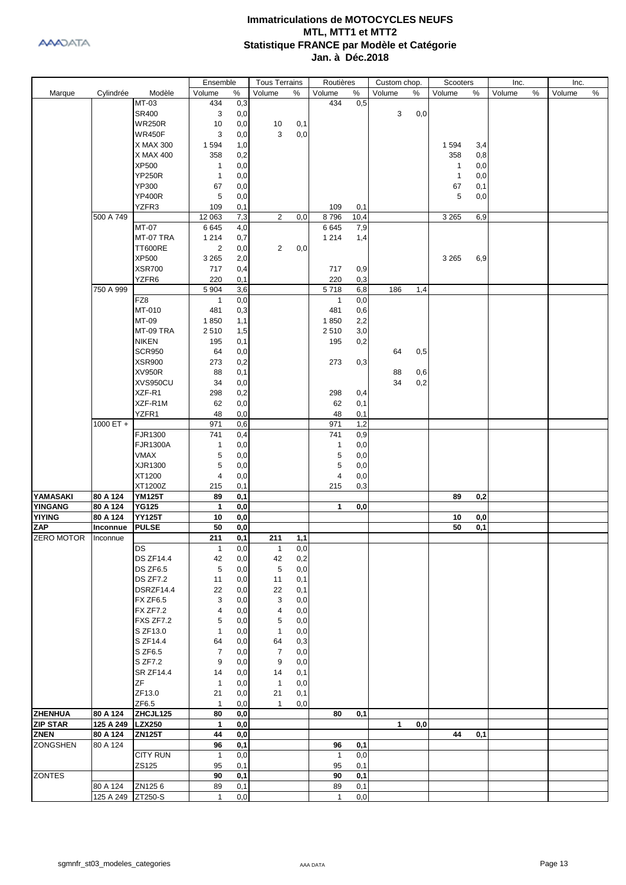# Immatriculations de MOTOCYCLES NEUFS
## MTL, MTT1 et MTT2
## Statistique FRANCE par Modèle et Catégorie
## Jan. à Déc.2018

| | | | Ensemble | | Tous Terrains | | Routières | | Custom chop. | | Scooters | | Inc. | | Inc. | |
|---|---|---|---|---|---|---|---|---|---|---|---|---|---|---|---|---|
| Marque | Cylindrée | Modèle | Volume | % | Volume | % | Volume | % | Volume | % | Volume | % | Volume | % | Volume | % |
| | | MT-03 | 434 | 0,3 | | | 434 | 0,5 | | | | | | | | |
| | | SR400 | 3 | 0,0 | | | | | 3 | 0,0 | | | | | | |
| | | WR250R | 10 | 0,0 | 10 | 0,1 | | | | | | | | | | |
| | | WR450F | 3 | 0,0 | 3 | 0,0 | | | | | | | | | | |
| | | X MAX 300 | 1 594 | 1,0 | | | | | | | 1 594 | 3,4 | | | | |
| | | X MAX 400 | 358 | 0,2 | | | | | | | 358 | 0,8 | | | | |
| | | XP500 | 1 | 0,0 | | | | | | | 1 | 0,0 | | | | |
| | | YP250R | 1 | 0,0 | | | | | | | 1 | 0,0 | | | | |
| | | YP300 | 67 | 0,0 | | | | | | | 67 | 0,1 | | | | |
| | | YP400R | 5 | 0,0 | | | | | | | 5 | 0,0 | | | | |
| | | YZFR3 | 109 | 0,1 | | | 109 | 0,1 | | | | | | | | |
| | 500 A 749 | | 12 063 | 7,3 | 2 | 0,0 | 8 796 | 10,4 | | | 3 265 | 6,9 | | | | |
| | | MT-07 | 6 645 | 4,0 | | | 6 645 | 7,9 | | | | | | | | |
| | | MT-07 TRA | 1 214 | 0,7 | | | 1 214 | 1,4 | | | | | | | | |
| | | TT600RE | 2 | 0,0 | 2 | 0,0 | | | | | | | | | | |
| | | XP500 | 3 265 | 2,0 | | | | | | | 3 265 | 6,9 | | | | |
| | | XSR700 | 717 | 0,4 | | | 717 | 0,9 | | | | | | | | |
| | | YZFR6 | 220 | 0,1 | | | 220 | 0,3 | | | | | | | | |
| | 750 A 999 | | 5 904 | 3,6 | | | 5 718 | 6,8 | 186 | 1,4 | | | | | | |
| | | FZ8 | 1 | 0,0 | | | 1 | 0,0 | | | | | | | | |
| | | MT-010 | 481 | 0,3 | | | 481 | 0,6 | | | | | | | | |
| | | MT-09 | 1 850 | 1,1 | | | 1 850 | 2,2 | | | | | | | | |
| | | MT-09 TRA | 2 510 | 1,5 | | | 2 510 | 3,0 | | | | | | | | |
| | | NIKEN | 195 | 0,1 | | | 195 | 0,2 | | | | | | | | |
| | | SCR950 | 64 | 0,0 | | | | | 64 | 0,5 | | | | | | |
| | | XSR900 | 273 | 0,2 | | | 273 | 0,3 | | | | | | | | |
| | | XV950R | 88 | 0,1 | | | | | 88 | 0,6 | | | | | | |
| | | XVS950CU | 34 | 0,0 | | | | | 34 | 0,2 | | | | | | |
| | | XZF-R1 | 298 | 0,2 | | | 298 | 0,4 | | | | | | | | |
| | | XZF-R1M | 62 | 0,0 | | | 62 | 0,1 | | | | | | | | |
| | | YZFR1 | 48 | 0,0 | | | 48 | 0,1 | | | | | | | | |
| | 1000 ET + | | 971 | 0,6 | | | 971 | 1,2 | | | | | | | | |
| | | FJR1300 | 741 | 0,4 | | | 741 | 0,9 | | | | | | | | |
| | | FJR1300A | 1 | 0,0 | | | 1 | 0,0 | | | | | | | | |
| | | VMAX | 5 | 0,0 | | | 5 | 0,0 | | | | | | | | |
| | | XJR1300 | 5 | 0,0 | | | 5 | 0,0 | | | | | | | | |
| | | XT1200 | 4 | 0,0 | | | 4 | 0,0 | | | | | | | | |
| | | XT1200Z | 215 | 0,1 | | | 215 | 0,3 | | | | | | | | |
| **YAMASAKI** | **80 A 124** | **YM125T** | **89** | **0,1** | | | | | | | **89** | **0,2** | | | | |
| **YINGANG** | **80 A 124** | **YG125** | **1** | **0,0** | | | **1** | **0,0** | | | | | | | | |
| **YIYING** | **80 A 124** | **YY125T** | **10** | **0,0** | | | | | | | **10** | **0,0** | | | | |
| **ZAP** | **Inconnue** | **PULSE** | **50** | **0,0** | | | | | | | **50** | **0,1** | | | | |
| ZERO MOTOR | Inconnue | | 211 | 0,1 | 211 | 1,1 | | | | | | | | | | |
| | | DS | 1 | 0,0 | 1 | 0,0 | | | | | | | | | | |
| | | DS ZF14.4 | 42 | 0,0 | 42 | 0,2 | | | | | | | | | | |
| | | DS ZF6.5 | 5 | 0,0 | 5 | 0,0 | | | | | | | | | | |
| | | DS ZF7.2 | 11 | 0,0 | 11 | 0,1 | | | | | | | | | | |
| | | DSRZF14.4 | 22 | 0,0 | 22 | 0,1 | | | | | | | | | | |
| | | FX ZF6.5 | 3 | 0,0 | 3 | 0,0 | | | | | | | | | | |
| | | FX ZF7.2 | 4 | 0,0 | 4 | 0,0 | | | | | | | | | | |
| | | FXS ZF7.2 | 5 | 0,0 | 5 | 0,0 | | | | | | | | | | |
| | | S ZF13.0 | 1 | 0,0 | 1 | 0,0 | | | | | | | | | | |
| | | S ZF14.4 | 64 | 0,0 | 64 | 0,3 | | | | | | | | | | |
| | | S ZF6.5 | 7 | 0,0 | 7 | 0,0 | | | | | | | | | | |
| | | S ZF7.2 | 9 | 0,0 | 9 | 0,0 | | | | | | | | | | |
| | | SR ZF14.4 | 14 | 0,0 | 14 | 0,1 | | | | | | | | | | |
| | | ZF | 1 | 0,0 | 1 | 0,0 | | | | | | | | | | |
| | | ZF13.0 | 21 | 0,0 | 21 | 0,1 | | | | | | | | | | |
| | | ZF6.5 | 1 | 0,0 | 1 | 0,0 | | | | | | | | | | |
| **ZHENHUA** | **80 A 124** | **ZHCJL125** | **80** | **0,0** | | | **80** | **0,1** | | | | | | | | |
| **ZIP STAR** | **125 A 249** | **LZX250** | **1** | **0,0** | | | | | **1** | **0,0** | | | | | | |
| **ZNEN** | **80 A 124** | **ZN125T** | **44** | **0,0** | | | | | | | **44** | **0,1** | | | | |
| ZONGSHEN | 80 A 124 | | 96 | 0,1 | | | 96 | 0,1 | | | | | | | | |
| | | CITY RUN | 1 | 0,0 | | | 1 | 0,0 | | | | | | | | |
| | | ZS125 | 95 | 0,1 | | | 95 | 0,1 | | | | | | | | |
| ZONTES | | | 90 | 0,1 | | | 90 | 0,1 | | | | | | | | |
| | 80 A 124 | ZN125 6 | 89 | 0,1 | | | 89 | 0,1 | | | | | | | | |
| | 125 A 249 | ZT250-S | 1 | 0,0 | | | 1 | 0,0 | | | | | | | | |